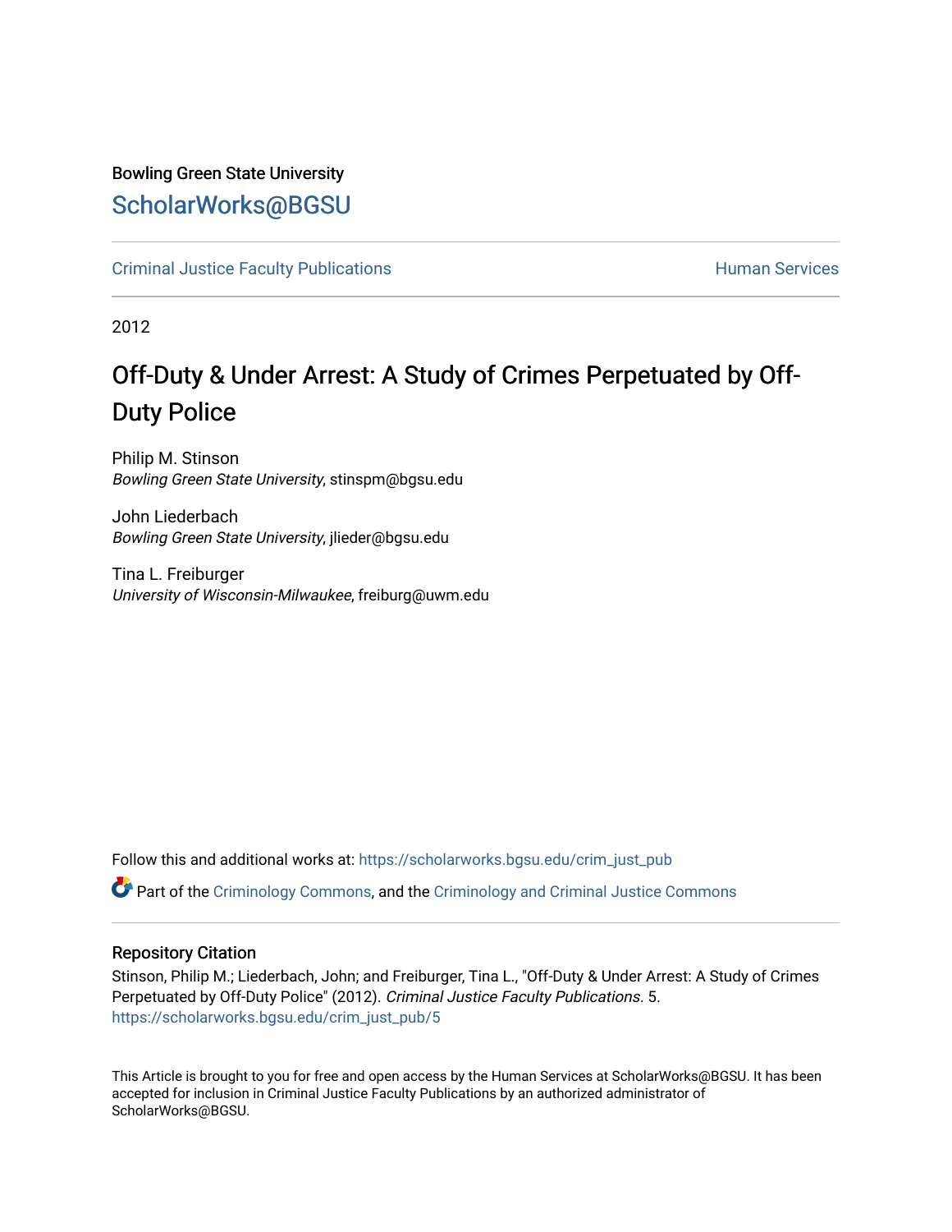Bowling Green State University

## ScholarWorks@BGSU

Criminal Justice Faculty Publications | Human Services

2012

# Off-Duty & Under Arrest: A Study of Crimes Perpetuated by Off-Duty Police

Philip M. Stinson
*Bowling Green State University*, stinspm@bgsu.edu

John Liederbach
*Bowling Green State University*, jlieder@bgsu.edu

Tina L. Freiburger
*University of Wisconsin-Milwaukee*, freiburg@uwm.edu

Follow this and additional works at: https://scholarworks.bgsu.edu/crim_just_pub

Part of the Criminology Commons, and the Criminology and Criminal Justice Commons

### Repository Citation

Stinson, Philip M.; Liederbach, John; and Freiburger, Tina L., "Off-Duty & Under Arrest: A Study of Crimes Perpetuated by Off-Duty Police" (2012). *Criminal Justice Faculty Publications*. 5.
https://scholarworks.bgsu.edu/crim_just_pub/5

This Article is brought to you for free and open access by the Human Services at ScholarWorks@BGSU. It has been accepted for inclusion in Criminal Justice Faculty Publications by an authorized administrator of ScholarWorks@BGSU.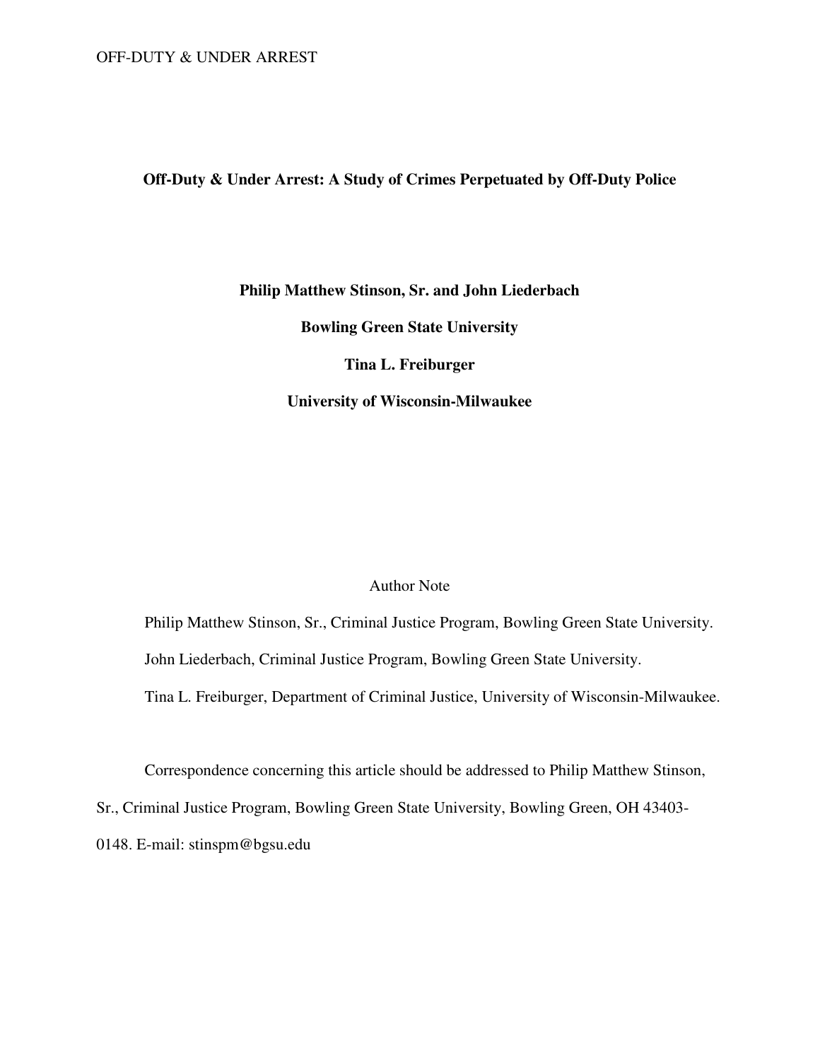**Off-Duty & Under Arrest: A Study of Crimes Perpetuated by Off-Duty Police**

**Philip Matthew Stinson, Sr. and John Liederbach**

**Bowling Green State University**

**Tina L. Freiburger**

**University of Wisconsin-Milwaukee**

Author Note

Philip Matthew Stinson, Sr., Criminal Justice Program, Bowling Green State University.

John Liederbach, Criminal Justice Program, Bowling Green State University.

Tina L. Freiburger, Department of Criminal Justice, University of Wisconsin-Milwaukee.

Correspondence concerning this article should be addressed to Philip Matthew Stinson, Sr., Criminal Justice Program, Bowling Green State University, Bowling Green, OH 43403-0148. E-mail: stinspm@bgsu.edu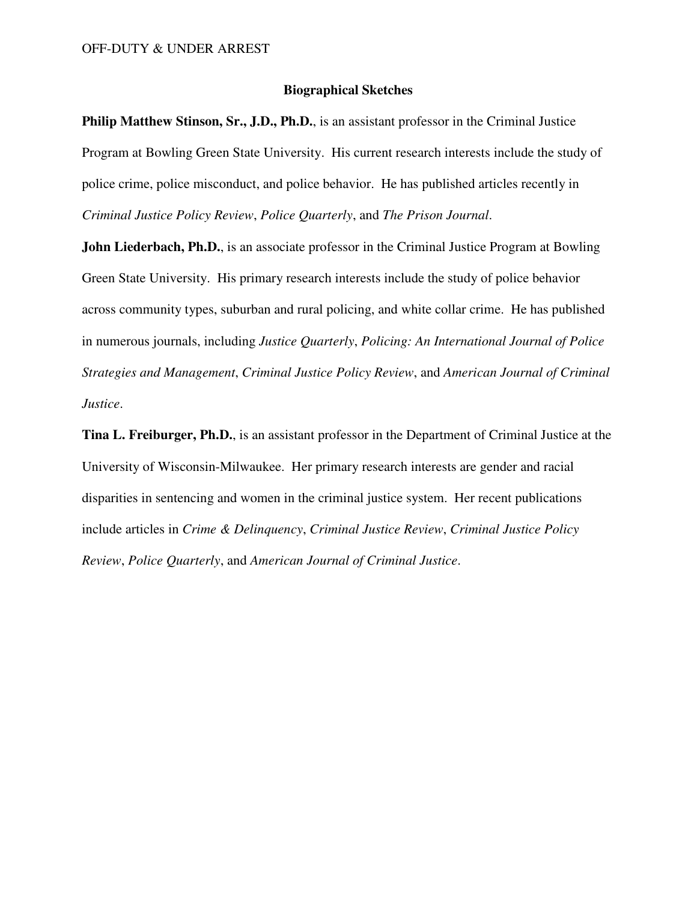## Biographical Sketches

**Philip Matthew Stinson, Sr., J.D., Ph.D.**, is an assistant professor in the Criminal Justice Program at Bowling Green State University. His current research interests include the study of police crime, police misconduct, and police behavior. He has published articles recently in *Criminal Justice Policy Review*, *Police Quarterly*, and *The Prison Journal*.

**John Liederbach, Ph.D.**, is an associate professor in the Criminal Justice Program at Bowling Green State University. His primary research interests include the study of police behavior across community types, suburban and rural policing, and white collar crime. He has published in numerous journals, including *Justice Quarterly*, *Policing: An International Journal of Police Strategies and Management*, *Criminal Justice Policy Review*, and *American Journal of Criminal Justice*.

**Tina L. Freiburger, Ph.D.**, is an assistant professor in the Department of Criminal Justice at the University of Wisconsin-Milwaukee. Her primary research interests are gender and racial disparities in sentencing and women in the criminal justice system. Her recent publications include articles in *Crime & Delinquency*, *Criminal Justice Review*, *Criminal Justice Policy Review*, *Police Quarterly*, and *American Journal of Criminal Justice*.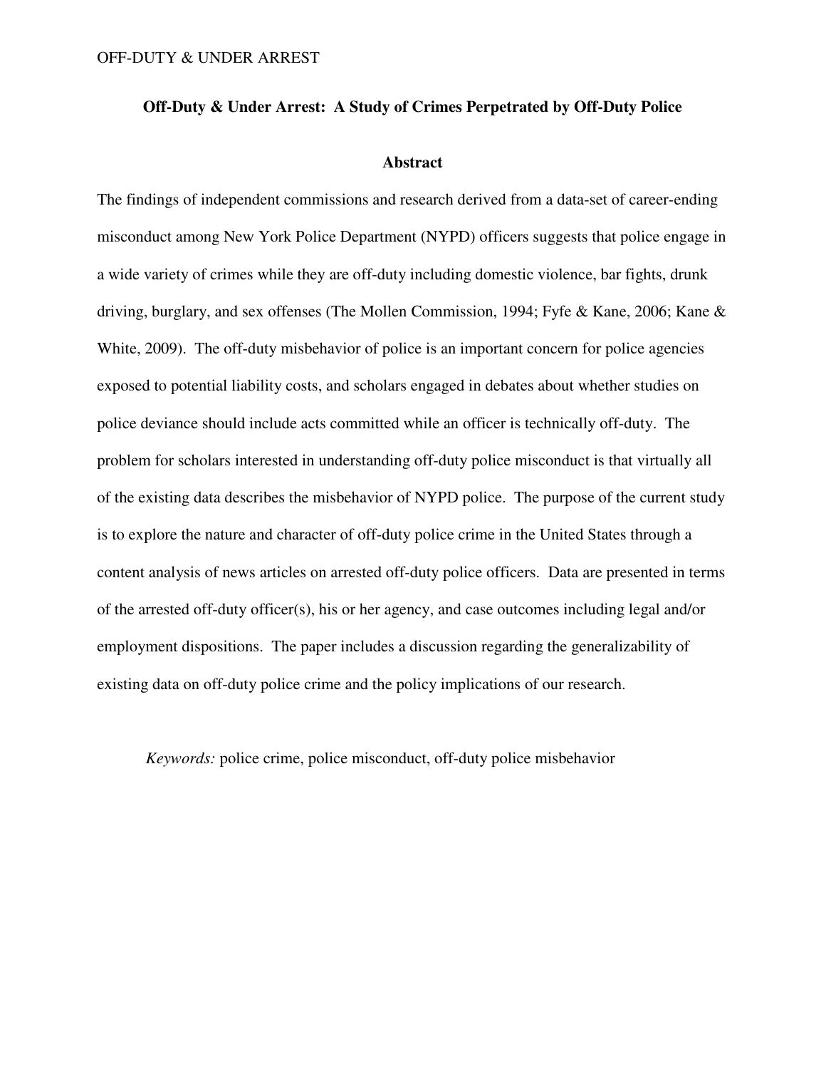**Off-Duty & Under Arrest: A Study of Crimes Perpetrated by Off-Duty Police**

## Abstract

The findings of independent commissions and research derived from a data-set of career-ending misconduct among New York Police Department (NYPD) officers suggests that police engage in a wide variety of crimes while they are off-duty including domestic violence, bar fights, drunk driving, burglary, and sex offenses (The Mollen Commission, 1994; Fyfe & Kane, 2006; Kane & White, 2009). The off-duty misbehavior of police is an important concern for police agencies exposed to potential liability costs, and scholars engaged in debates about whether studies on police deviance should include acts committed while an officer is technically off-duty. The problem for scholars interested in understanding off-duty police misconduct is that virtually all of the existing data describes the misbehavior of NYPD police. The purpose of the current study is to explore the nature and character of off-duty police crime in the United States through a content analysis of news articles on arrested off-duty police officers. Data are presented in terms of the arrested off-duty officer(s), his or her agency, and case outcomes including legal and/or employment dispositions. The paper includes a discussion regarding the generalizability of existing data on off-duty police crime and the policy implications of our research.

*Keywords:* police crime, police misconduct, off-duty police misbehavior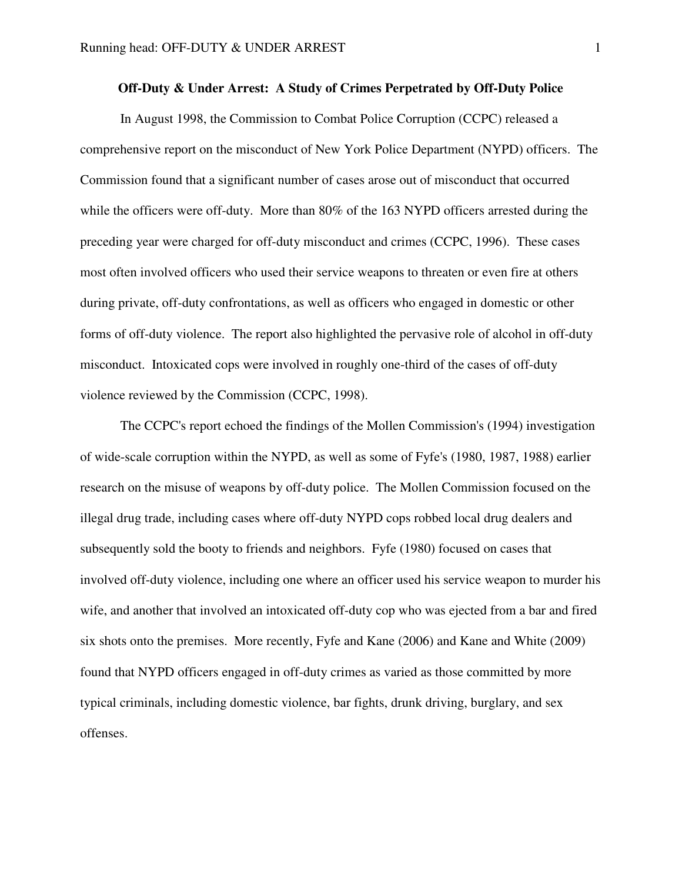**Off-Duty & Under Arrest: A Study of Crimes Perpetrated by Off-Duty Police**

In August 1998, the Commission to Combat Police Corruption (CCPC) released a comprehensive report on the misconduct of New York Police Department (NYPD) officers. The Commission found that a significant number of cases arose out of misconduct that occurred while the officers were off-duty. More than 80% of the 163 NYPD officers arrested during the preceding year were charged for off-duty misconduct and crimes (CCPC, 1996). These cases most often involved officers who used their service weapons to threaten or even fire at others during private, off-duty confrontations, as well as officers who engaged in domestic or other forms of off-duty violence. The report also highlighted the pervasive role of alcohol in off-duty misconduct. Intoxicated cops were involved in roughly one-third of the cases of off-duty violence reviewed by the Commission (CCPC, 1998).

The CCPC's report echoed the findings of the Mollen Commission's (1994) investigation of wide-scale corruption within the NYPD, as well as some of Fyfe's (1980, 1987, 1988) earlier research on the misuse of weapons by off-duty police. The Mollen Commission focused on the illegal drug trade, including cases where off-duty NYPD cops robbed local drug dealers and subsequently sold the booty to friends and neighbors. Fyfe (1980) focused on cases that involved off-duty violence, including one where an officer used his service weapon to murder his wife, and another that involved an intoxicated off-duty cop who was ejected from a bar and fired six shots onto the premises. More recently, Fyfe and Kane (2006) and Kane and White (2009) found that NYPD officers engaged in off-duty crimes as varied as those committed by more typical criminals, including domestic violence, bar fights, drunk driving, burglary, and sex offenses.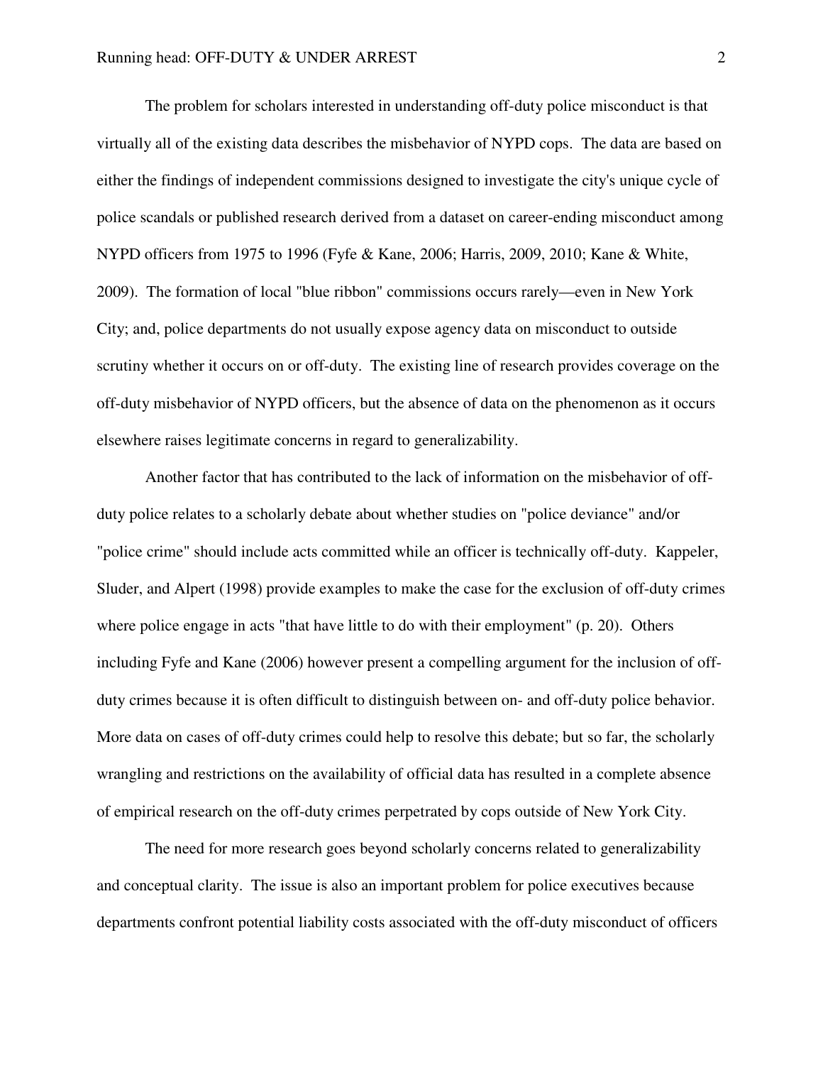The problem for scholars interested in understanding off-duty police misconduct is that virtually all of the existing data describes the misbehavior of NYPD cops. The data are based on either the findings of independent commissions designed to investigate the city's unique cycle of police scandals or published research derived from a dataset on career-ending misconduct among NYPD officers from 1975 to 1996 (Fyfe & Kane, 2006; Harris, 2009, 2010; Kane & White, 2009). The formation of local "blue ribbon" commissions occurs rarely—even in New York City; and, police departments do not usually expose agency data on misconduct to outside scrutiny whether it occurs on or off-duty. The existing line of research provides coverage on the off-duty misbehavior of NYPD officers, but the absence of data on the phenomenon as it occurs elsewhere raises legitimate concerns in regard to generalizability.

Another factor that has contributed to the lack of information on the misbehavior of off-duty police relates to a scholarly debate about whether studies on "police deviance" and/or "police crime" should include acts committed while an officer is technically off-duty. Kappeler, Sluder, and Alpert (1998) provide examples to make the case for the exclusion of off-duty crimes where police engage in acts "that have little to do with their employment" (p. 20). Others including Fyfe and Kane (2006) however present a compelling argument for the inclusion of off-duty crimes because it is often difficult to distinguish between on- and off-duty police behavior. More data on cases of off-duty crimes could help to resolve this debate; but so far, the scholarly wrangling and restrictions on the availability of official data has resulted in a complete absence of empirical research on the off-duty crimes perpetrated by cops outside of New York City.

The need for more research goes beyond scholarly concerns related to generalizability and conceptual clarity. The issue is also an important problem for police executives because departments confront potential liability costs associated with the off-duty misconduct of officers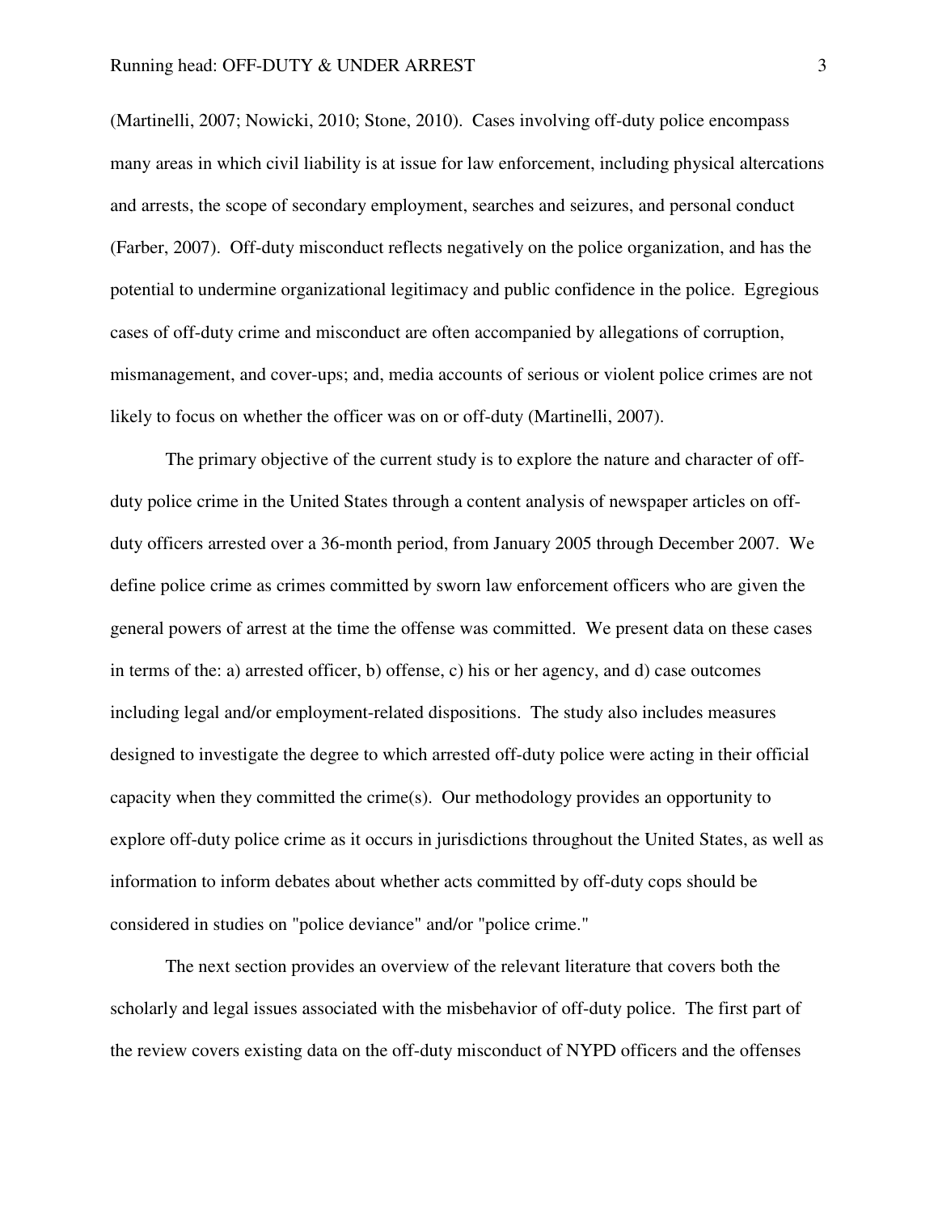(Martinelli, 2007; Nowicki, 2010; Stone, 2010). Cases involving off-duty police encompass many areas in which civil liability is at issue for law enforcement, including physical altercations and arrests, the scope of secondary employment, searches and seizures, and personal conduct (Farber, 2007). Off-duty misconduct reflects negatively on the police organization, and has the potential to undermine organizational legitimacy and public confidence in the police. Egregious cases of off-duty crime and misconduct are often accompanied by allegations of corruption, mismanagement, and cover-ups; and, media accounts of serious or violent police crimes are not likely to focus on whether the officer was on or off-duty (Martinelli, 2007).

The primary objective of the current study is to explore the nature and character of off-duty police crime in the United States through a content analysis of newspaper articles on off-duty officers arrested over a 36-month period, from January 2005 through December 2007. We define police crime as crimes committed by sworn law enforcement officers who are given the general powers of arrest at the time the offense was committed. We present data on these cases in terms of the: a) arrested officer, b) offense, c) his or her agency, and d) case outcomes including legal and/or employment-related dispositions. The study also includes measures designed to investigate the degree to which arrested off-duty police were acting in their official capacity when they committed the crime(s). Our methodology provides an opportunity to explore off-duty police crime as it occurs in jurisdictions throughout the United States, as well as information to inform debates about whether acts committed by off-duty cops should be considered in studies on "police deviance" and/or "police crime."

The next section provides an overview of the relevant literature that covers both the scholarly and legal issues associated with the misbehavior of off-duty police. The first part of the review covers existing data on the off-duty misconduct of NYPD officers and the offenses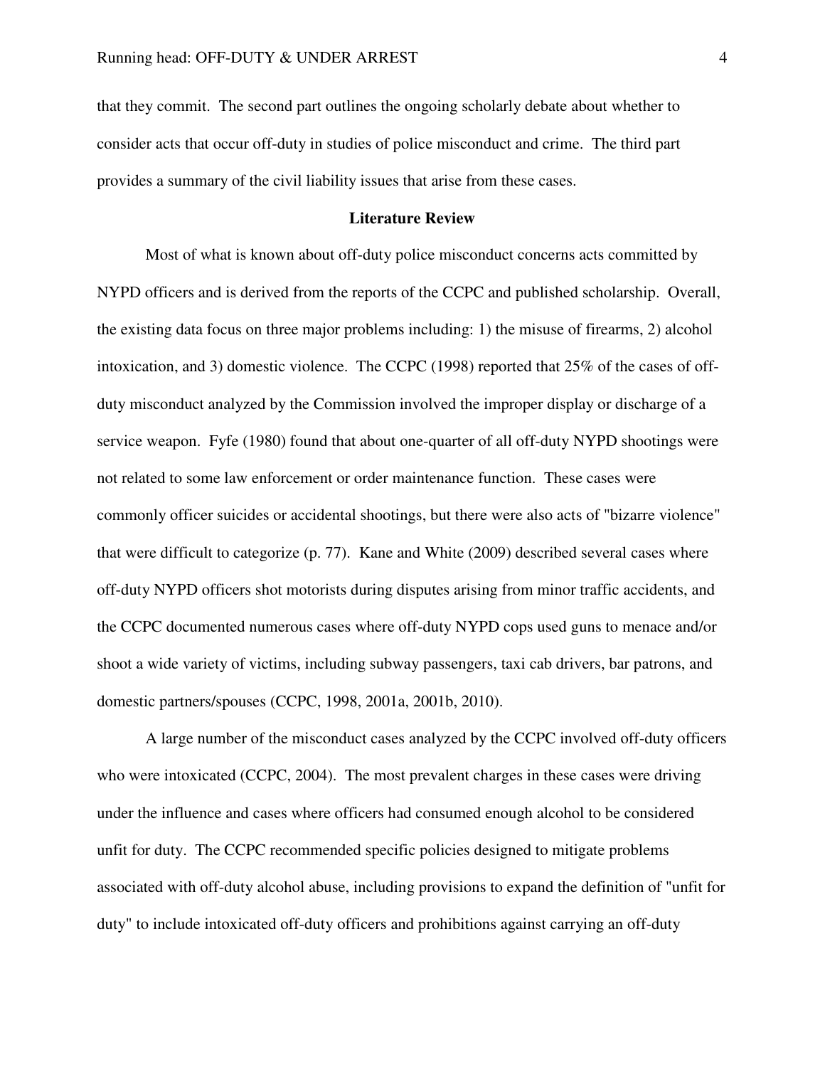that they commit. The second part outlines the ongoing scholarly debate about whether to consider acts that occur off-duty in studies of police misconduct and crime. The third part provides a summary of the civil liability issues that arise from these cases.

## Literature Review

Most of what is known about off-duty police misconduct concerns acts committed by NYPD officers and is derived from the reports of the CCPC and published scholarship. Overall, the existing data focus on three major problems including: 1) the misuse of firearms, 2) alcohol intoxication, and 3) domestic violence. The CCPC (1998) reported that 25% of the cases of off-duty misconduct analyzed by the Commission involved the improper display or discharge of a service weapon. Fyfe (1980) found that about one-quarter of all off-duty NYPD shootings were not related to some law enforcement or order maintenance function. These cases were commonly officer suicides or accidental shootings, but there were also acts of "bizarre violence" that were difficult to categorize (p. 77). Kane and White (2009) described several cases where off-duty NYPD officers shot motorists during disputes arising from minor traffic accidents, and the CCPC documented numerous cases where off-duty NYPD cops used guns to menace and/or shoot a wide variety of victims, including subway passengers, taxi cab drivers, bar patrons, and domestic partners/spouses (CCPC, 1998, 2001a, 2001b, 2010).

A large number of the misconduct cases analyzed by the CCPC involved off-duty officers who were intoxicated (CCPC, 2004). The most prevalent charges in these cases were driving under the influence and cases where officers had consumed enough alcohol to be considered unfit for duty. The CCPC recommended specific policies designed to mitigate problems associated with off-duty alcohol abuse, including provisions to expand the definition of "unfit for duty" to include intoxicated off-duty officers and prohibitions against carrying an off-duty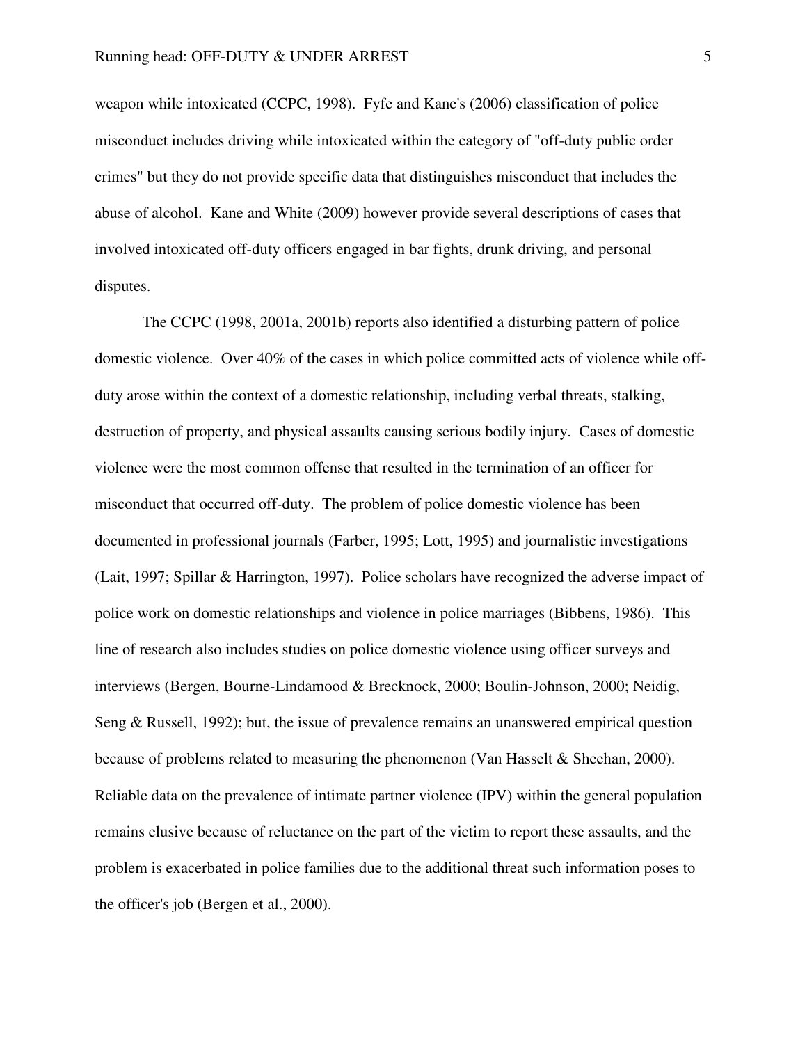weapon while intoxicated (CCPC, 1998). Fyfe and Kane's (2006) classification of police misconduct includes driving while intoxicated within the category of "off-duty public order crimes" but they do not provide specific data that distinguishes misconduct that includes the abuse of alcohol. Kane and White (2009) however provide several descriptions of cases that involved intoxicated off-duty officers engaged in bar fights, drunk driving, and personal disputes.

The CCPC (1998, 2001a, 2001b) reports also identified a disturbing pattern of police domestic violence. Over 40% of the cases in which police committed acts of violence while off-duty arose within the context of a domestic relationship, including verbal threats, stalking, destruction of property, and physical assaults causing serious bodily injury. Cases of domestic violence were the most common offense that resulted in the termination of an officer for misconduct that occurred off-duty. The problem of police domestic violence has been documented in professional journals (Farber, 1995; Lott, 1995) and journalistic investigations (Lait, 1997; Spillar & Harrington, 1997). Police scholars have recognized the adverse impact of police work on domestic relationships and violence in police marriages (Bibbens, 1986). This line of research also includes studies on police domestic violence using officer surveys and interviews (Bergen, Bourne-Lindamood & Brecknock, 2000; Boulin-Johnson, 2000; Neidig, Seng & Russell, 1992); but, the issue of prevalence remains an unanswered empirical question because of problems related to measuring the phenomenon (Van Hasselt & Sheehan, 2000). Reliable data on the prevalence of intimate partner violence (IPV) within the general population remains elusive because of reluctance on the part of the victim to report these assaults, and the problem is exacerbated in police families due to the additional threat such information poses to the officer's job (Bergen et al., 2000).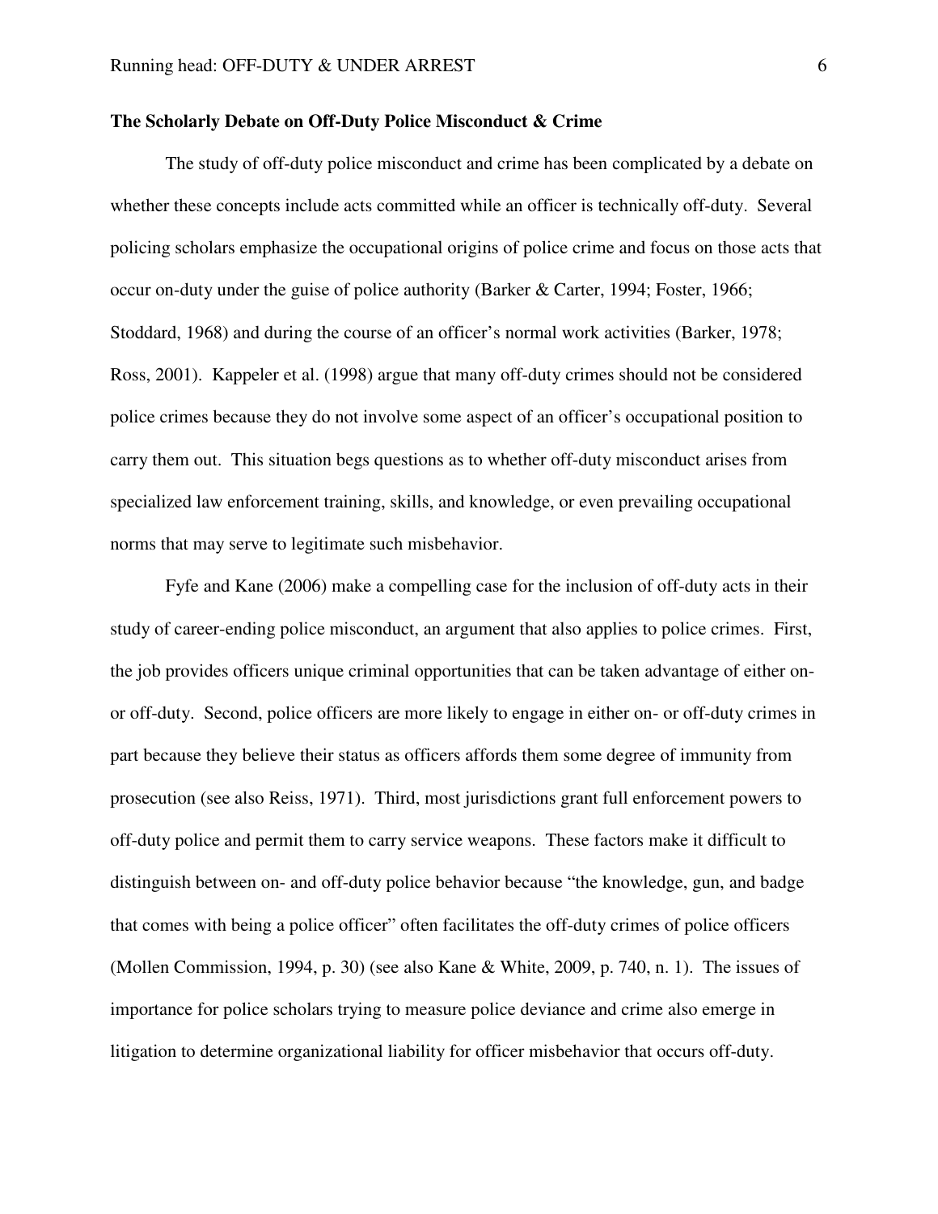**The Scholarly Debate on Off-Duty Police Misconduct & Crime**

The study of off-duty police misconduct and crime has been complicated by a debate on whether these concepts include acts committed while an officer is technically off-duty. Several policing scholars emphasize the occupational origins of police crime and focus on those acts that occur on-duty under the guise of police authority (Barker & Carter, 1994; Foster, 1966; Stoddard, 1968) and during the course of an officer's normal work activities (Barker, 1978; Ross, 2001). Kappeler et al. (1998) argue that many off-duty crimes should not be considered police crimes because they do not involve some aspect of an officer's occupational position to carry them out. This situation begs questions as to whether off-duty misconduct arises from specialized law enforcement training, skills, and knowledge, or even prevailing occupational norms that may serve to legitimate such misbehavior.

Fyfe and Kane (2006) make a compelling case for the inclusion of off-duty acts in their study of career-ending police misconduct, an argument that also applies to police crimes. First, the job provides officers unique criminal opportunities that can be taken advantage of either on- or off-duty. Second, police officers are more likely to engage in either on- or off-duty crimes in part because they believe their status as officers affords them some degree of immunity from prosecution (see also Reiss, 1971). Third, most jurisdictions grant full enforcement powers to off-duty police and permit them to carry service weapons. These factors make it difficult to distinguish between on- and off-duty police behavior because "the knowledge, gun, and badge that comes with being a police officer" often facilitates the off-duty crimes of police officers (Mollen Commission, 1994, p. 30) (see also Kane & White, 2009, p. 740, n. 1). The issues of importance for police scholars trying to measure police deviance and crime also emerge in litigation to determine organizational liability for officer misbehavior that occurs off-duty.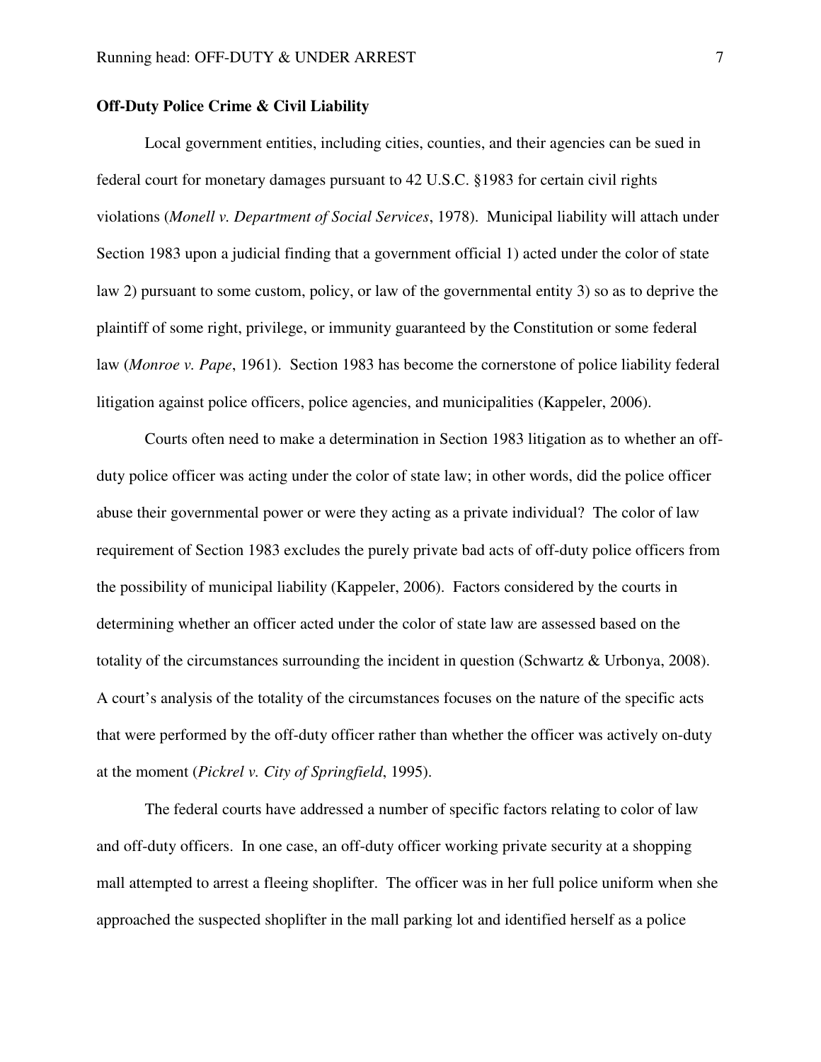**Off-Duty Police Crime & Civil Liability**

Local government entities, including cities, counties, and their agencies can be sued in federal court for monetary damages pursuant to 42 U.S.C. §1983 for certain civil rights violations (*Monell v. Department of Social Services*, 1978). Municipal liability will attach under Section 1983 upon a judicial finding that a government official 1) acted under the color of state law 2) pursuant to some custom, policy, or law of the governmental entity 3) so as to deprive the plaintiff of some right, privilege, or immunity guaranteed by the Constitution or some federal law (*Monroe v. Pape*, 1961). Section 1983 has become the cornerstone of police liability federal litigation against police officers, police agencies, and municipalities (Kappeler, 2006).

Courts often need to make a determination in Section 1983 litigation as to whether an off-duty police officer was acting under the color of state law; in other words, did the police officer abuse their governmental power or were they acting as a private individual? The color of law requirement of Section 1983 excludes the purely private bad acts of off-duty police officers from the possibility of municipal liability (Kappeler, 2006). Factors considered by the courts in determining whether an officer acted under the color of state law are assessed based on the totality of the circumstances surrounding the incident in question (Schwartz & Urbonya, 2008). A court's analysis of the totality of the circumstances focuses on the nature of the specific acts that were performed by the off-duty officer rather than whether the officer was actively on-duty at the moment (*Pickrel v. City of Springfield*, 1995).

The federal courts have addressed a number of specific factors relating to color of law and off-duty officers. In one case, an off-duty officer working private security at a shopping mall attempted to arrest a fleeing shoplifter. The officer was in her full police uniform when she approached the suspected shoplifter in the mall parking lot and identified herself as a police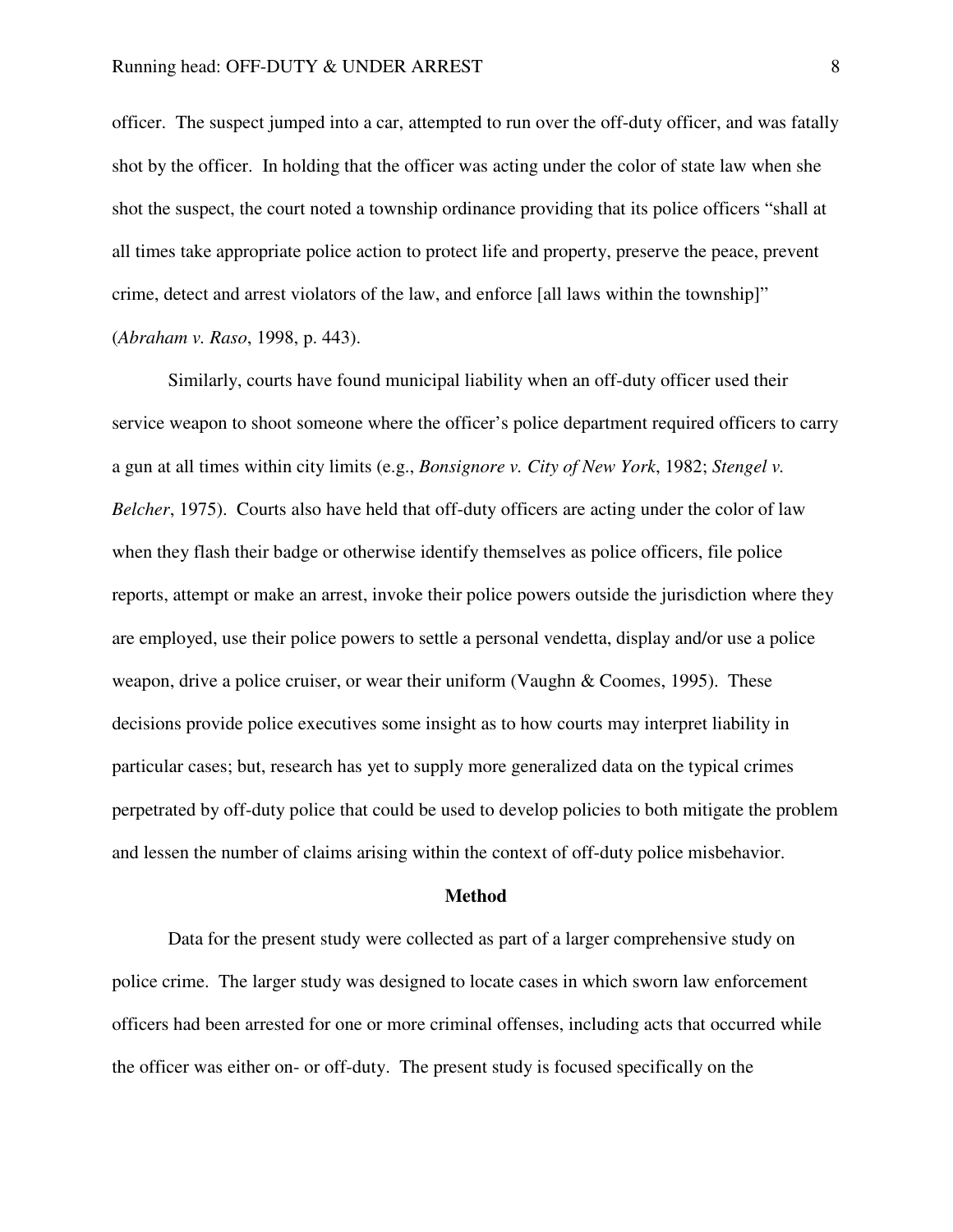officer. The suspect jumped into a car, attempted to run over the off-duty officer, and was fatally shot by the officer. In holding that the officer was acting under the color of state law when she shot the suspect, the court noted a township ordinance providing that its police officers "shall at all times take appropriate police action to protect life and property, preserve the peace, prevent crime, detect and arrest violators of the law, and enforce [all laws within the township]" (*Abraham v. Raso*, 1998, p. 443).

Similarly, courts have found municipal liability when an off-duty officer used their service weapon to shoot someone where the officer's police department required officers to carry a gun at all times within city limits (e.g., *Bonsignore v. City of New York*, 1982; *Stengel v. Belcher*, 1975). Courts also have held that off-duty officers are acting under the color of law when they flash their badge or otherwise identify themselves as police officers, file police reports, attempt or make an arrest, invoke their police powers outside the jurisdiction where they are employed, use their police powers to settle a personal vendetta, display and/or use a police weapon, drive a police cruiser, or wear their uniform (Vaughn & Coomes, 1995). These decisions provide police executives some insight as to how courts may interpret liability in particular cases; but, research has yet to supply more generalized data on the typical crimes perpetrated by off-duty police that could be used to develop policies to both mitigate the problem and lessen the number of claims arising within the context of off-duty police misbehavior.

## Method

Data for the present study were collected as part of a larger comprehensive study on police crime. The larger study was designed to locate cases in which sworn law enforcement officers had been arrested for one or more criminal offenses, including acts that occurred while the officer was either on- or off-duty. The present study is focused specifically on the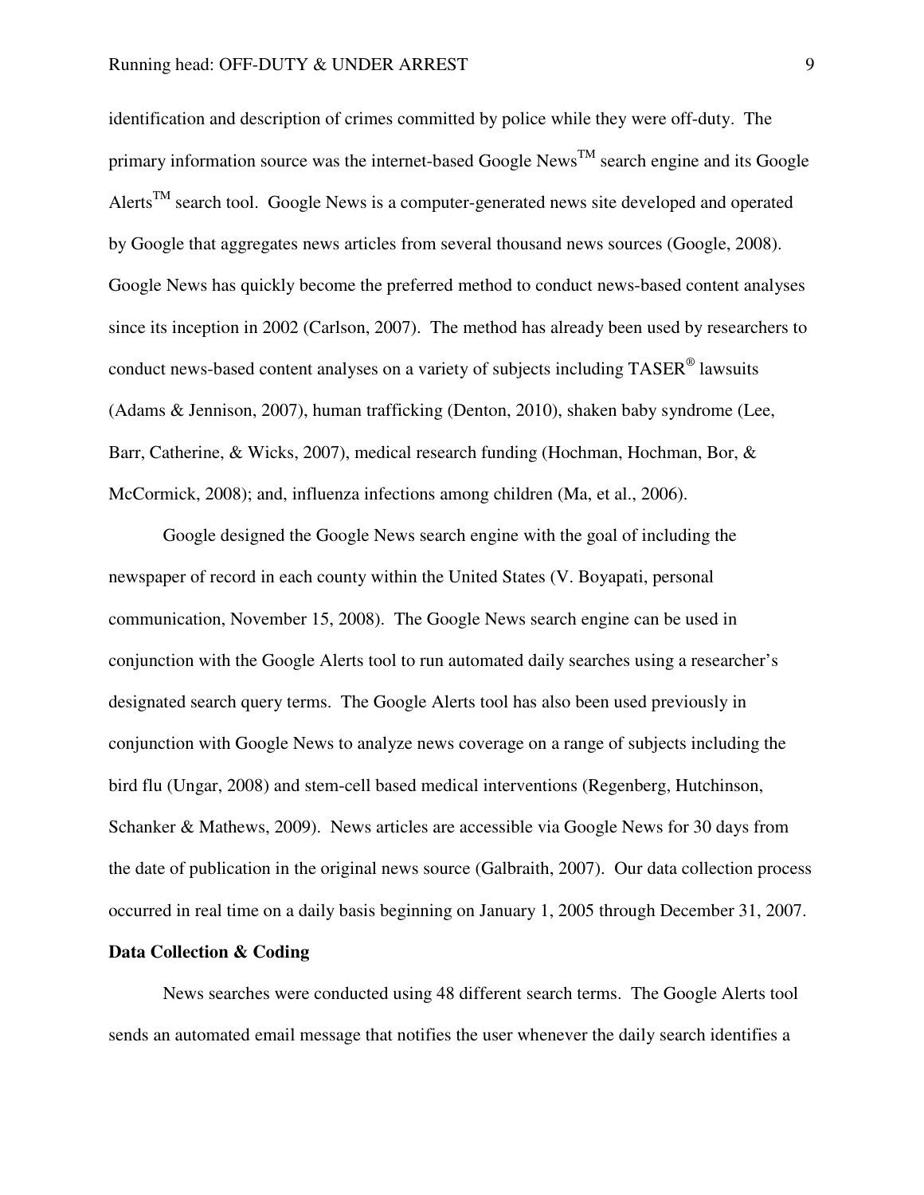identification and description of crimes committed by police while they were off-duty. The primary information source was the internet-based Google News™ search engine and its Google Alerts™ search tool. Google News is a computer-generated news site developed and operated by Google that aggregates news articles from several thousand news sources (Google, 2008). Google News has quickly become the preferred method to conduct news-based content analyses since its inception in 2002 (Carlson, 2007). The method has already been used by researchers to conduct news-based content analyses on a variety of subjects including TASER® lawsuits (Adams & Jennison, 2007), human trafficking (Denton, 2010), shaken baby syndrome (Lee, Barr, Catherine, & Wicks, 2007), medical research funding (Hochman, Hochman, Bor, & McCormick, 2008); and, influenza infections among children (Ma, et al., 2006).

Google designed the Google News search engine with the goal of including the newspaper of record in each county within the United States (V. Boyapati, personal communication, November 15, 2008). The Google News search engine can be used in conjunction with the Google Alerts tool to run automated daily searches using a researcher's designated search query terms. The Google Alerts tool has also been used previously in conjunction with Google News to analyze news coverage on a range of subjects including the bird flu (Ungar, 2008) and stem-cell based medical interventions (Regenberg, Hutchinson, Schanker & Mathews, 2009). News articles are accessible via Google News for 30 days from the date of publication in the original news source (Galbraith, 2007). Our data collection process occurred in real time on a daily basis beginning on January 1, 2005 through December 31, 2007.

**Data Collection & Coding**

News searches were conducted using 48 different search terms. The Google Alerts tool sends an automated email message that notifies the user whenever the daily search identifies a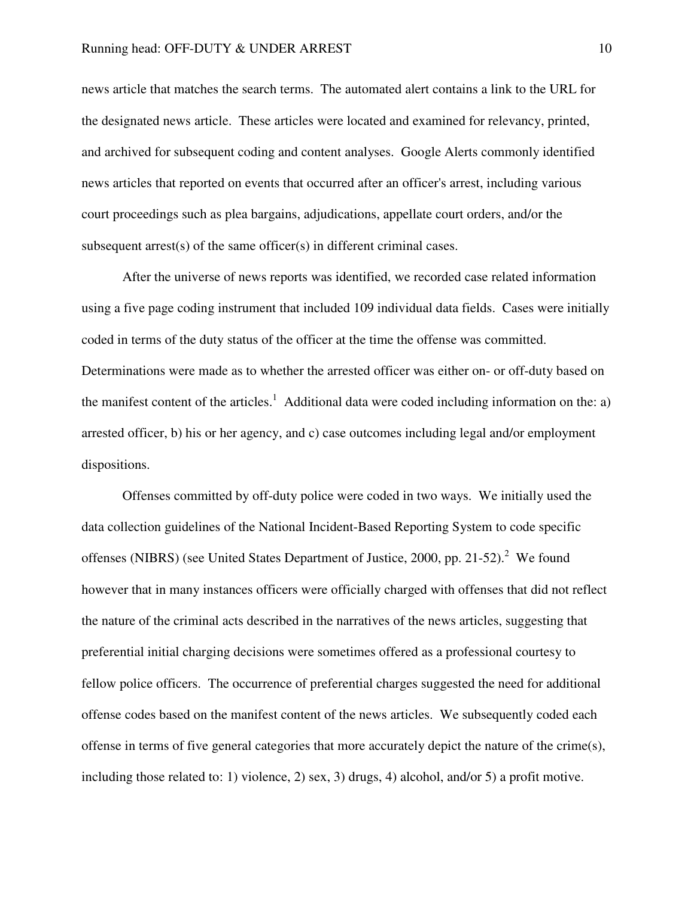news article that matches the search terms. The automated alert contains a link to the URL for the designated news article. These articles were located and examined for relevancy, printed, and archived for subsequent coding and content analyses. Google Alerts commonly identified news articles that reported on events that occurred after an officer's arrest, including various court proceedings such as plea bargains, adjudications, appellate court orders, and/or the subsequent arrest(s) of the same officer(s) in different criminal cases.

After the universe of news reports was identified, we recorded case related information using a five page coding instrument that included 109 individual data fields. Cases were initially coded in terms of the duty status of the officer at the time the offense was committed. Determinations were made as to whether the arrested officer was either on- or off-duty based on the manifest content of the articles.[1] Additional data were coded including information on the: a) arrested officer, b) his or her agency, and c) case outcomes including legal and/or employment dispositions.

Offenses committed by off-duty police were coded in two ways. We initially used the data collection guidelines of the National Incident-Based Reporting System to code specific offenses (NIBRS) (see United States Department of Justice, 2000, pp. 21-52).[2] We found however that in many instances officers were officially charged with offenses that did not reflect the nature of the criminal acts described in the narratives of the news articles, suggesting that preferential initial charging decisions were sometimes offered as a professional courtesy to fellow police officers. The occurrence of preferential charges suggested the need for additional offense codes based on the manifest content of the news articles. We subsequently coded each offense in terms of five general categories that more accurately depict the nature of the crime(s), including those related to: 1) violence, 2) sex, 3) drugs, 4) alcohol, and/or 5) a profit motive.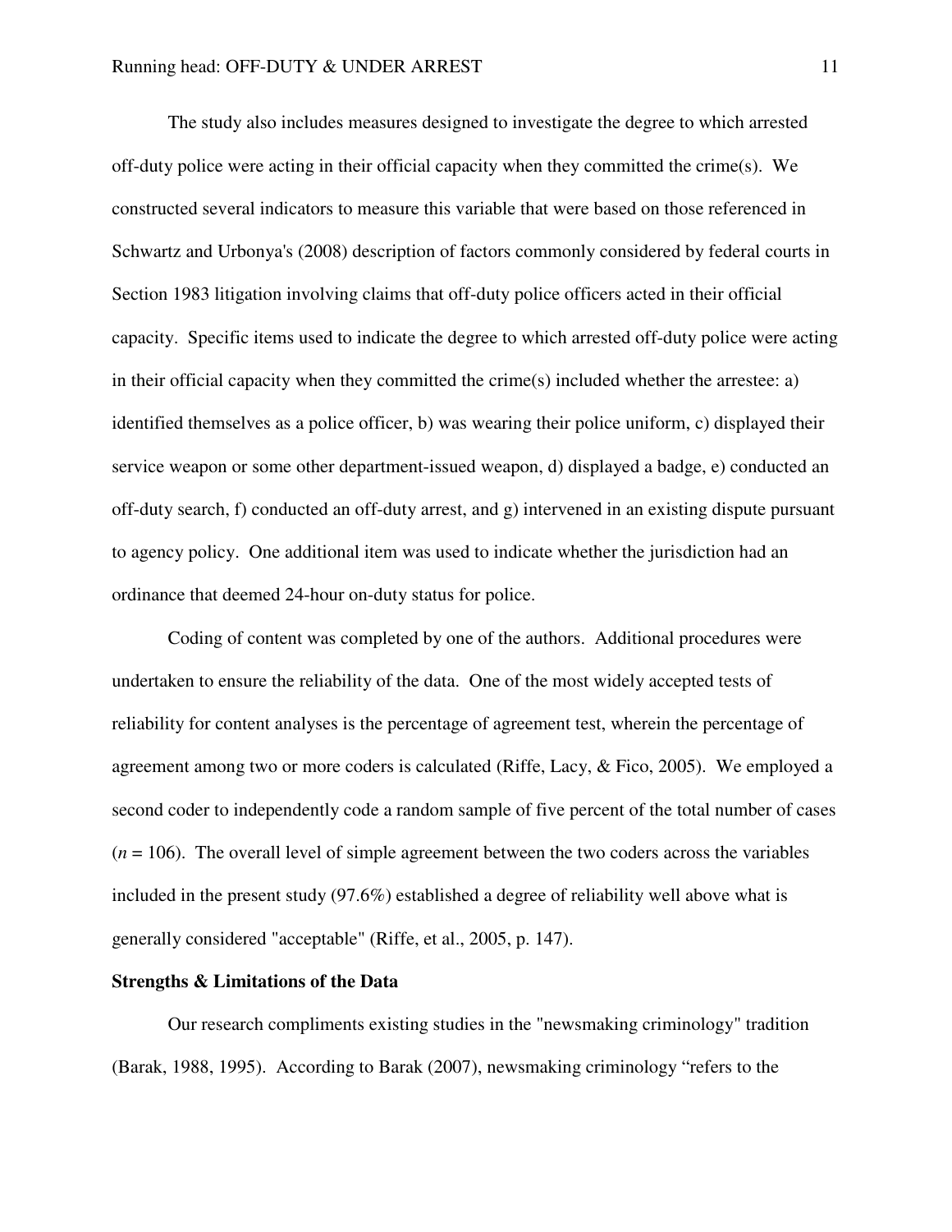The study also includes measures designed to investigate the degree to which arrested off-duty police were acting in their official capacity when they committed the crime(s). We constructed several indicators to measure this variable that were based on those referenced in Schwartz and Urbonya's (2008) description of factors commonly considered by federal courts in Section 1983 litigation involving claims that off-duty police officers acted in their official capacity. Specific items used to indicate the degree to which arrested off-duty police were acting in their official capacity when they committed the crime(s) included whether the arrestee: a) identified themselves as a police officer, b) was wearing their police uniform, c) displayed their service weapon or some other department-issued weapon, d) displayed a badge, e) conducted an off-duty search, f) conducted an off-duty arrest, and g) intervened in an existing dispute pursuant to agency policy. One additional item was used to indicate whether the jurisdiction had an ordinance that deemed 24-hour on-duty status for police.

Coding of content was completed by one of the authors. Additional procedures were undertaken to ensure the reliability of the data. One of the most widely accepted tests of reliability for content analyses is the percentage of agreement test, wherein the percentage of agreement among two or more coders is calculated (Riffe, Lacy, & Fico, 2005). We employed a second coder to independently code a random sample of five percent of the total number of cases ($n$ = 106). The overall level of simple agreement between the two coders across the variables included in the present study (97.6%) established a degree of reliability well above what is generally considered "acceptable" (Riffe, et al., 2005, p. 147).

**Strengths & Limitations of the Data**

Our research compliments existing studies in the "newsmaking criminology" tradition (Barak, 1988, 1995). According to Barak (2007), newsmaking criminology "refers to the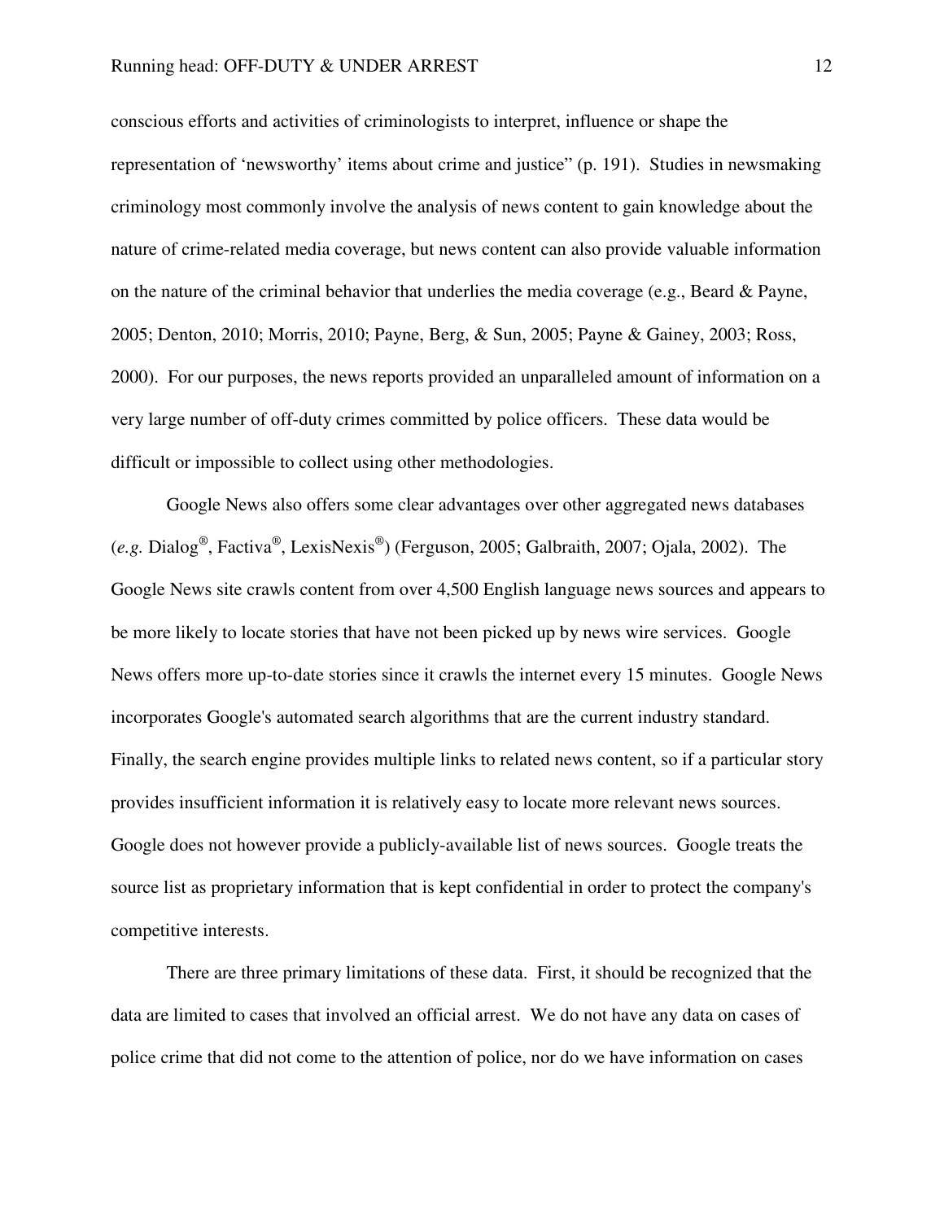conscious efforts and activities of criminologists to interpret, influence or shape the representation of 'newsworthy' items about crime and justice" (p. 191). Studies in newsmaking criminology most commonly involve the analysis of news content to gain knowledge about the nature of crime-related media coverage, but news content can also provide valuable information on the nature of the criminal behavior that underlies the media coverage (e.g., Beard & Payne, 2005; Denton, 2010; Morris, 2010; Payne, Berg, & Sun, 2005; Payne & Gainey, 2003; Ross, 2000). For our purposes, the news reports provided an unparalleled amount of information on a very large number of off-duty crimes committed by police officers. These data would be difficult or impossible to collect using other methodologies.

Google News also offers some clear advantages over other aggregated news databases (*e.g.* Dialog®, Factiva®, LexisNexis®) (Ferguson, 2005; Galbraith, 2007; Ojala, 2002). The Google News site crawls content from over 4,500 English language news sources and appears to be more likely to locate stories that have not been picked up by news wire services. Google News offers more up-to-date stories since it crawls the internet every 15 minutes. Google News incorporates Google's automated search algorithms that are the current industry standard. Finally, the search engine provides multiple links to related news content, so if a particular story provides insufficient information it is relatively easy to locate more relevant news sources. Google does not however provide a publicly-available list of news sources. Google treats the source list as proprietary information that is kept confidential in order to protect the company's competitive interests.

There are three primary limitations of these data. First, it should be recognized that the data are limited to cases that involved an official arrest. We do not have any data on cases of police crime that did not come to the attention of police, nor do we have information on cases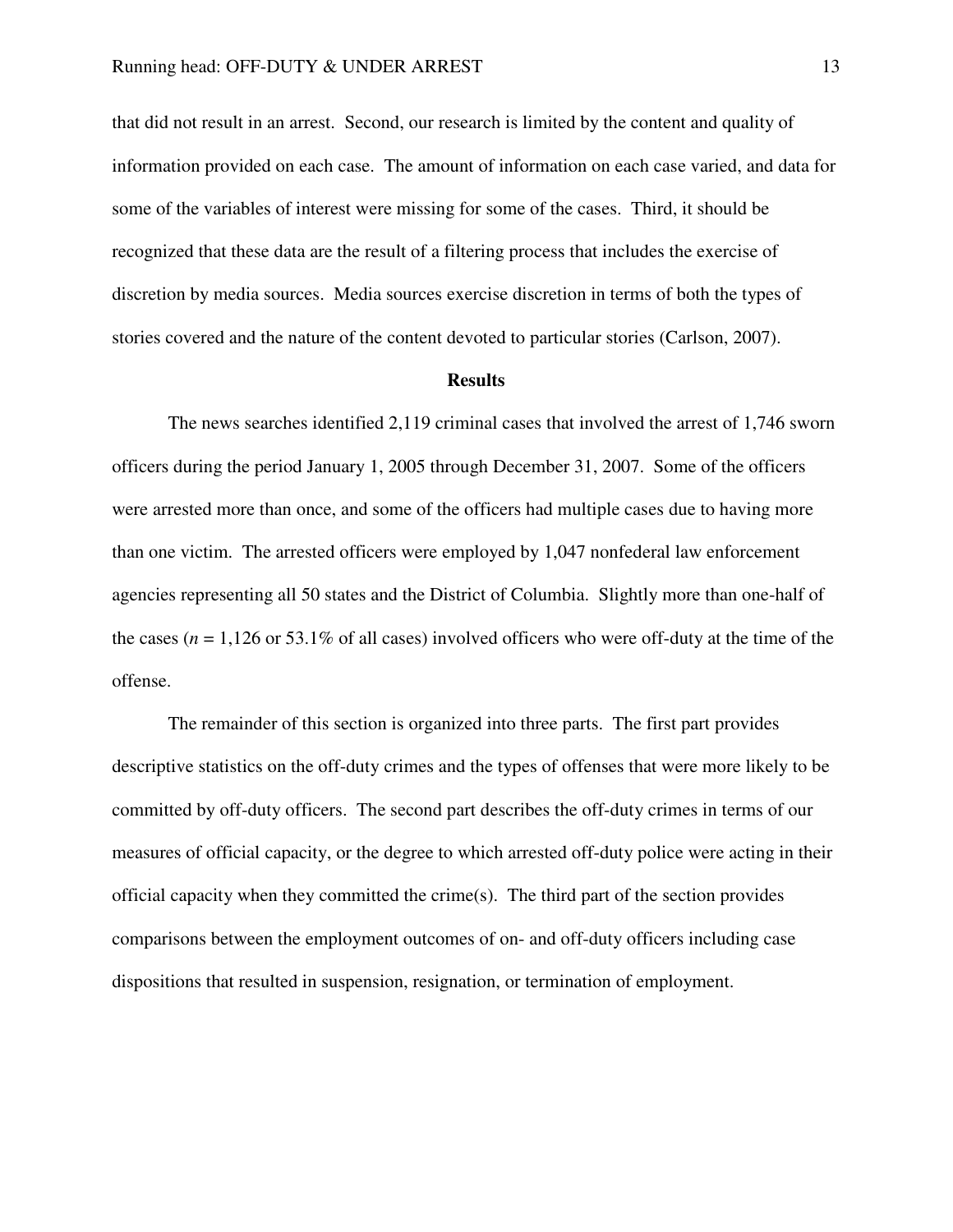that did not result in an arrest. Second, our research is limited by the content and quality of information provided on each case. The amount of information on each case varied, and data for some of the variables of interest were missing for some of the cases. Third, it should be recognized that these data are the result of a filtering process that includes the exercise of discretion by media sources. Media sources exercise discretion in terms of both the types of stories covered and the nature of the content devoted to particular stories (Carlson, 2007).

## Results

The news searches identified 2,119 criminal cases that involved the arrest of 1,746 sworn officers during the period January 1, 2005 through December 31, 2007. Some of the officers were arrested more than once, and some of the officers had multiple cases due to having more than one victim. The arrested officers were employed by 1,047 nonfederal law enforcement agencies representing all 50 states and the District of Columbia. Slightly more than one-half of the cases ($n$ = 1,126 or 53.1% of all cases) involved officers who were off-duty at the time of the offense.

The remainder of this section is organized into three parts. The first part provides descriptive statistics on the off-duty crimes and the types of offenses that were more likely to be committed by off-duty officers. The second part describes the off-duty crimes in terms of our measures of official capacity, or the degree to which arrested off-duty police were acting in their official capacity when they committed the crime(s). The third part of the section provides comparisons between the employment outcomes of on- and off-duty officers including case dispositions that resulted in suspension, resignation, or termination of employment.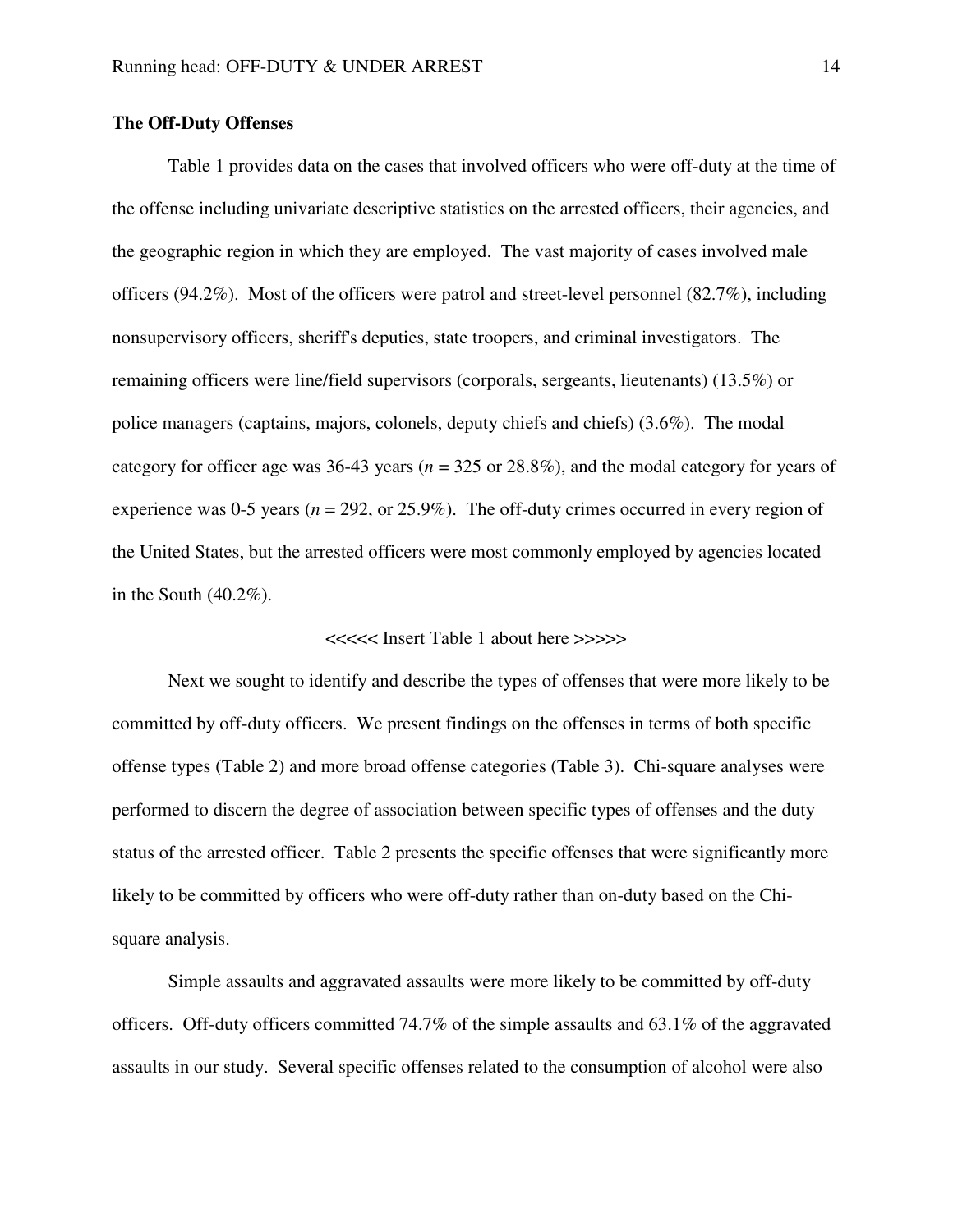**The Off-Duty Offenses**

Table 1 provides data on the cases that involved officers who were off-duty at the time of the offense including univariate descriptive statistics on the arrested officers, their agencies, and the geographic region in which they are employed. The vast majority of cases involved male officers (94.2%). Most of the officers were patrol and street-level personnel (82.7%), including nonsupervisory officers, sheriff's deputies, state troopers, and criminal investigators. The remaining officers were line/field supervisors (corporals, sergeants, lieutenants) (13.5%) or police managers (captains, majors, colonels, deputy chiefs and chiefs) (3.6%). The modal category for officer age was 36-43 years (*n* = 325 or 28.8%), and the modal category for years of experience was 0-5 years (*n* = 292, or 25.9%). The off-duty crimes occurred in every region of the United States, but the arrested officers were most commonly employed by agencies located in the South (40.2%).

<<<<< Insert Table 1 about here >>>>>

Next we sought to identify and describe the types of offenses that were more likely to be committed by off-duty officers. We present findings on the offenses in terms of both specific offense types (Table 2) and more broad offense categories (Table 3). Chi-square analyses were performed to discern the degree of association between specific types of offenses and the duty status of the arrested officer. Table 2 presents the specific offenses that were significantly more likely to be committed by officers who were off-duty rather than on-duty based on the Chi-square analysis.

Simple assaults and aggravated assaults were more likely to be committed by off-duty officers. Off-duty officers committed 74.7% of the simple assaults and 63.1% of the aggravated assaults in our study. Several specific offenses related to the consumption of alcohol were also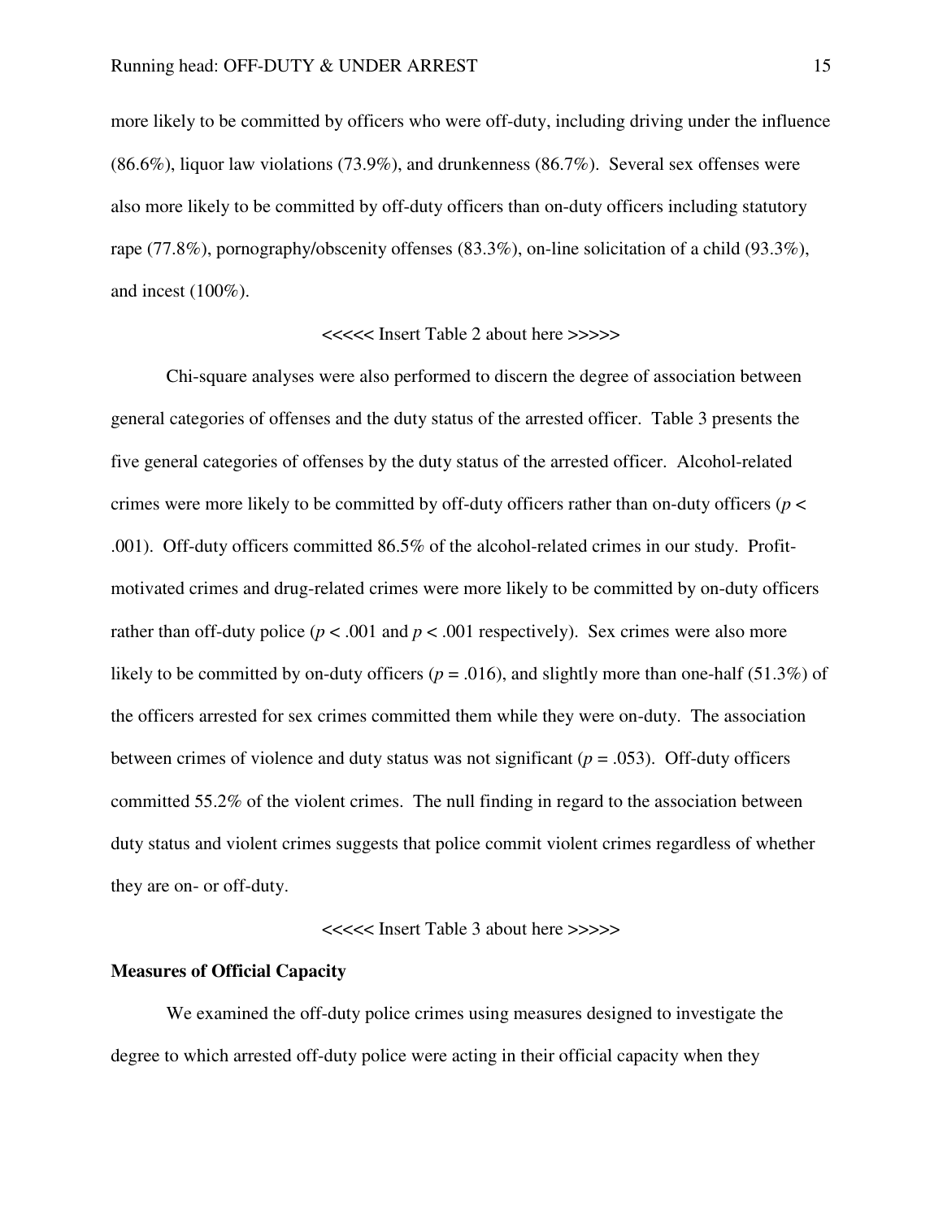more likely to be committed by officers who were off-duty, including driving under the influence (86.6%), liquor law violations (73.9%), and drunkenness (86.7%). Several sex offenses were also more likely to be committed by off-duty officers than on-duty officers including statutory rape (77.8%), pornography/obscenity offenses (83.3%), on-line solicitation of a child (93.3%), and incest (100%).

<<<<< Insert Table 2 about here >>>>>

Chi-square analyses were also performed to discern the degree of association between general categories of offenses and the duty status of the arrested officer. Table 3 presents the five general categories of offenses by the duty status of the arrested officer. Alcohol-related crimes were more likely to be committed by off-duty officers rather than on-duty officers ($p < .001$). Off-duty officers committed 86.5% of the alcohol-related crimes in our study. Profit-motivated crimes and drug-related crimes were more likely to be committed by on-duty officers rather than off-duty police ($p < .001$ and $p < .001$ respectively). Sex crimes were also more likely to be committed by on-duty officers ($p = .016$), and slightly more than one-half (51.3%) of the officers arrested for sex crimes committed them while they were on-duty. The association between crimes of violence and duty status was not significant ($p = .053$). Off-duty officers committed 55.2% of the violent crimes. The null finding in regard to the association between duty status and violent crimes suggests that police commit violent crimes regardless of whether they are on- or off-duty.

<<<<< Insert Table 3 about here >>>>>

**Measures of Official Capacity**

We examined the off-duty police crimes using measures designed to investigate the degree to which arrested off-duty police were acting in their official capacity when they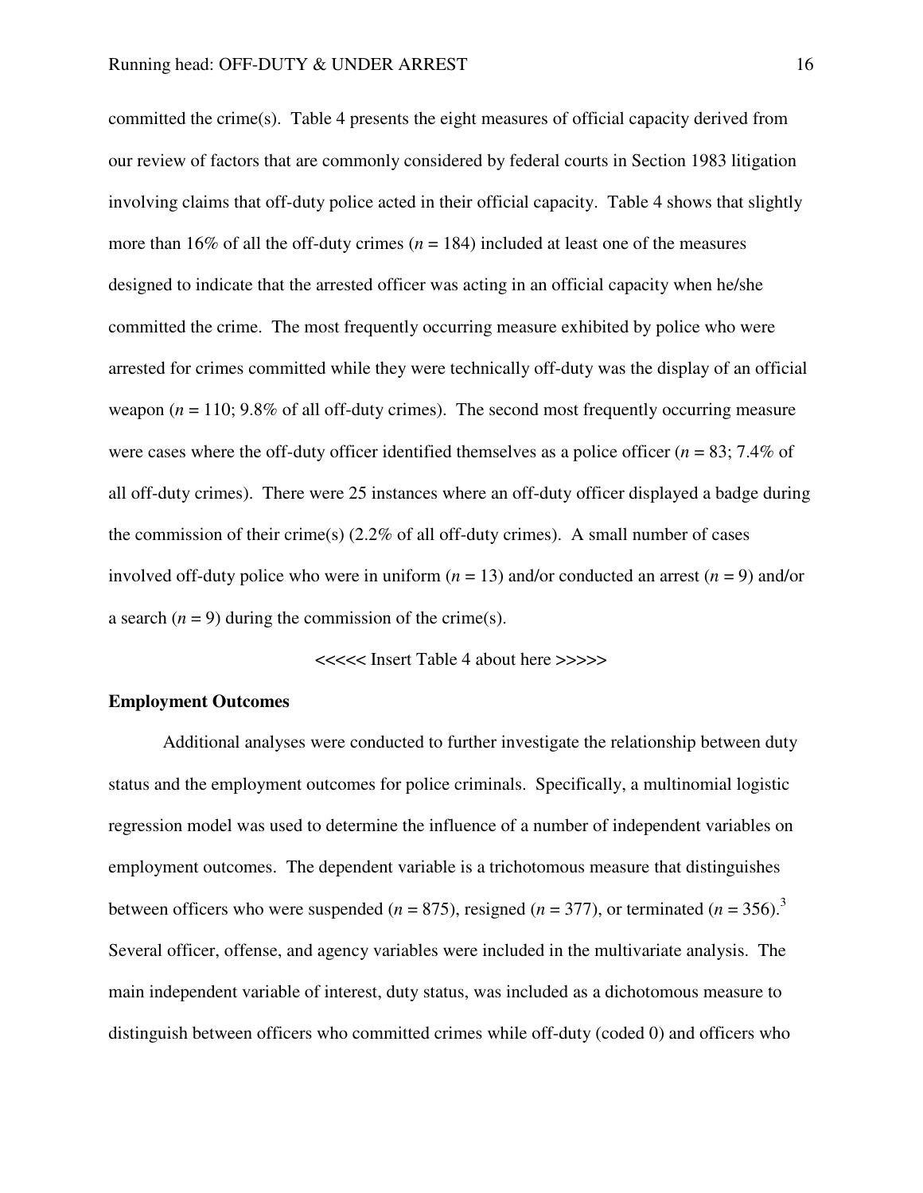committed the crime(s). Table 4 presents the eight measures of official capacity derived from our review of factors that are commonly considered by federal courts in Section 1983 litigation involving claims that off-duty police acted in their official capacity. Table 4 shows that slightly more than 16% of all the off-duty crimes (*n* = 184) included at least one of the measures designed to indicate that the arrested officer was acting in an official capacity when he/she committed the crime. The most frequently occurring measure exhibited by police who were arrested for crimes committed while they were technically off-duty was the display of an official weapon (*n* = 110; 9.8% of all off-duty crimes). The second most frequently occurring measure were cases where the off-duty officer identified themselves as a police officer (*n* = 83; 7.4% of all off-duty crimes). There were 25 instances where an off-duty officer displayed a badge during the commission of their crime(s) (2.2% of all off-duty crimes). A small number of cases involved off-duty police who were in uniform (*n* = 13) and/or conducted an arrest (*n* = 9) and/or a search (*n* = 9) during the commission of the crime(s).

<<<<< Insert Table 4 about here >>>>>

**Employment Outcomes**

Additional analyses were conducted to further investigate the relationship between duty status and the employment outcomes for police criminals. Specifically, a multinomial logistic regression model was used to determine the influence of a number of independent variables on employment outcomes. The dependent variable is a trichotomous measure that distinguishes between officers who were suspended (*n* = 875), resigned (*n* = 377), or terminated (*n* = 356).[3] Several officer, offense, and agency variables were included in the multivariate analysis. The main independent variable of interest, duty status, was included as a dichotomous measure to distinguish between officers who committed crimes while off-duty (coded 0) and officers who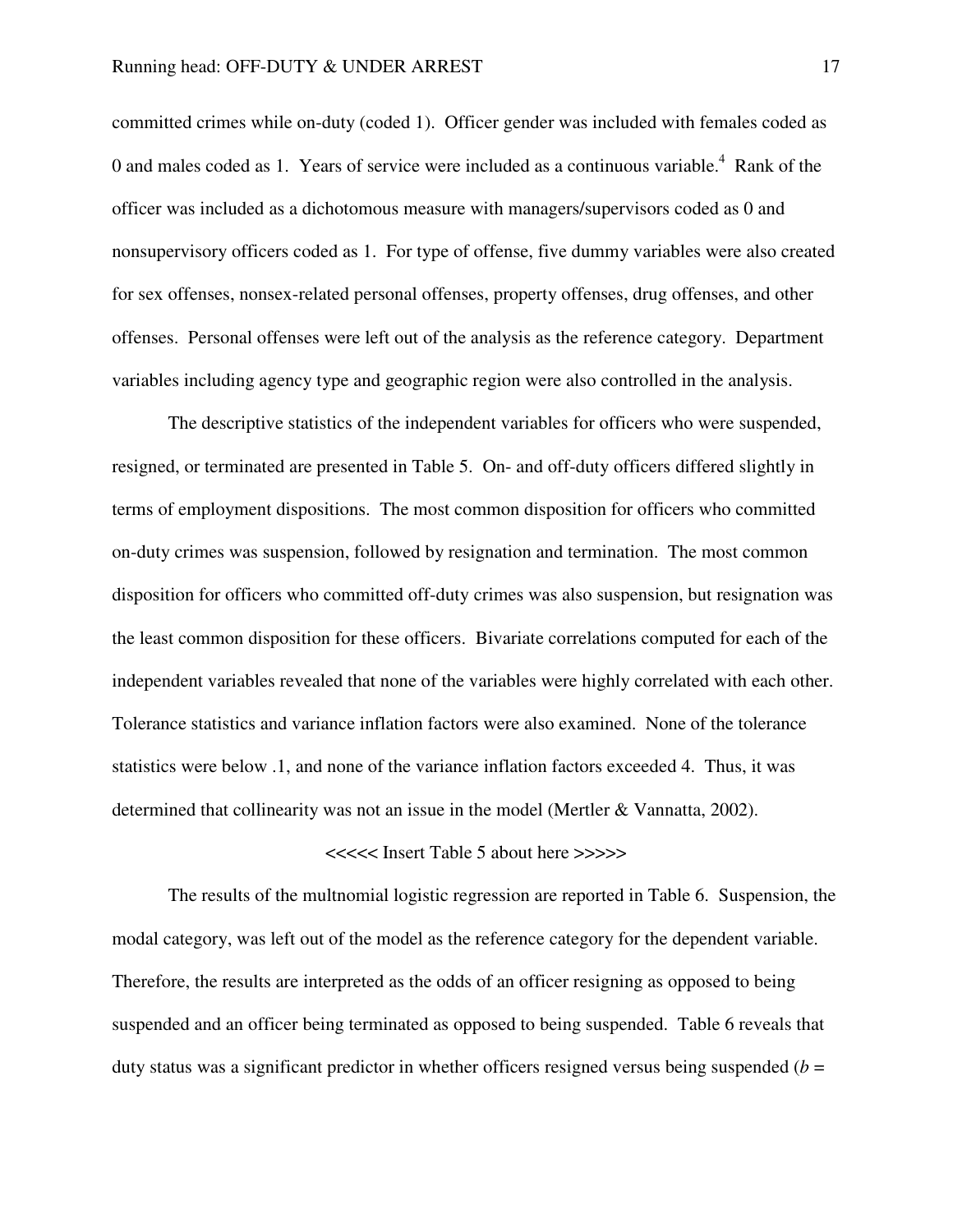committed crimes while on-duty (coded 1). Officer gender was included with females coded as 0 and males coded as 1. Years of service were included as a continuous variable.[4] Rank of the officer was included as a dichotomous measure with managers/supervisors coded as 0 and nonsupervisory officers coded as 1. For type of offense, five dummy variables were also created for sex offenses, nonsex-related personal offenses, property offenses, drug offenses, and other offenses. Personal offenses were left out of the analysis as the reference category. Department variables including agency type and geographic region were also controlled in the analysis.

The descriptive statistics of the independent variables for officers who were suspended, resigned, or terminated are presented in Table 5. On- and off-duty officers differed slightly in terms of employment dispositions. The most common disposition for officers who committed on-duty crimes was suspension, followed by resignation and termination. The most common disposition for officers who committed off-duty crimes was also suspension, but resignation was the least common disposition for these officers. Bivariate correlations computed for each of the independent variables revealed that none of the variables were highly correlated with each other. Tolerance statistics and variance inflation factors were also examined. None of the tolerance statistics were below .1, and none of the variance inflation factors exceeded 4. Thus, it was determined that collinearity was not an issue in the model (Mertler & Vannatta, 2002).

<<<<< Insert Table 5 about here >>>>>

The results of the multnomial logistic regression are reported in Table 6. Suspension, the modal category, was left out of the model as the reference category for the dependent variable. Therefore, the results are interpreted as the odds of an officer resigning as opposed to being suspended and an officer being terminated as opposed to being suspended. Table 6 reveals that duty status was a significant predictor in whether officers resigned versus being suspended ($b$ =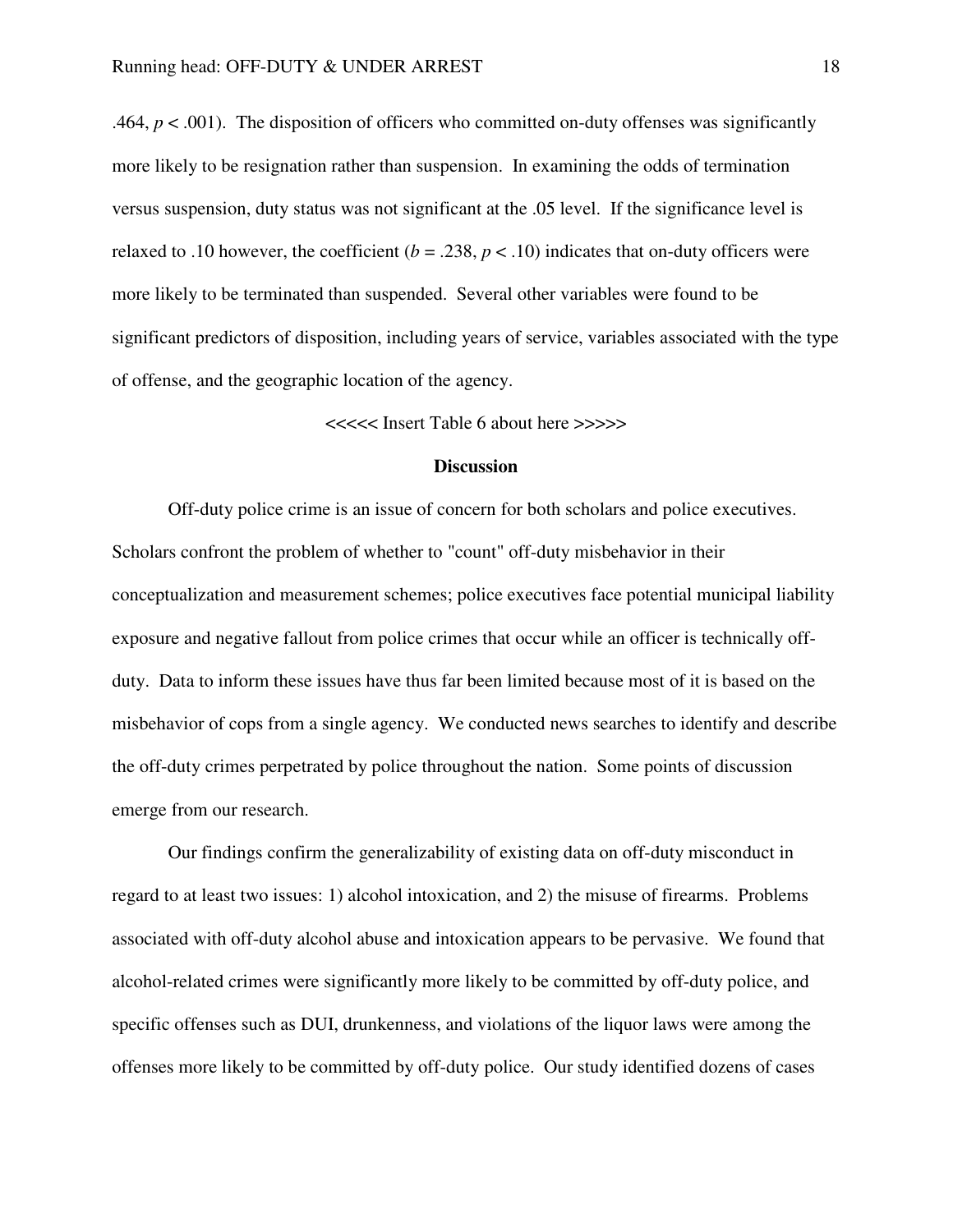.464, $p < .001$). The disposition of officers who committed on-duty offenses was significantly more likely to be resignation rather than suspension. In examining the odds of termination versus suspension, duty status was not significant at the .05 level. If the significance level is relaxed to .10 however, the coefficient ($b = .238$, $p < .10$) indicates that on-duty officers were more likely to be terminated than suspended. Several other variables were found to be significant predictors of disposition, including years of service, variables associated with the type of offense, and the geographic location of the agency.

<<<<< Insert Table 6 about here >>>>>

## Discussion

Off-duty police crime is an issue of concern for both scholars and police executives. Scholars confront the problem of whether to "count" off-duty misbehavior in their conceptualization and measurement schemes; police executives face potential municipal liability exposure and negative fallout from police crimes that occur while an officer is technically off-duty. Data to inform these issues have thus far been limited because most of it is based on the misbehavior of cops from a single agency. We conducted news searches to identify and describe the off-duty crimes perpetrated by police throughout the nation. Some points of discussion emerge from our research.

Our findings confirm the generalizability of existing data on off-duty misconduct in regard to at least two issues: 1) alcohol intoxication, and 2) the misuse of firearms. Problems associated with off-duty alcohol abuse and intoxication appears to be pervasive. We found that alcohol-related crimes were significantly more likely to be committed by off-duty police, and specific offenses such as DUI, drunkenness, and violations of the liquor laws were among the offenses more likely to be committed by off-duty police. Our study identified dozens of cases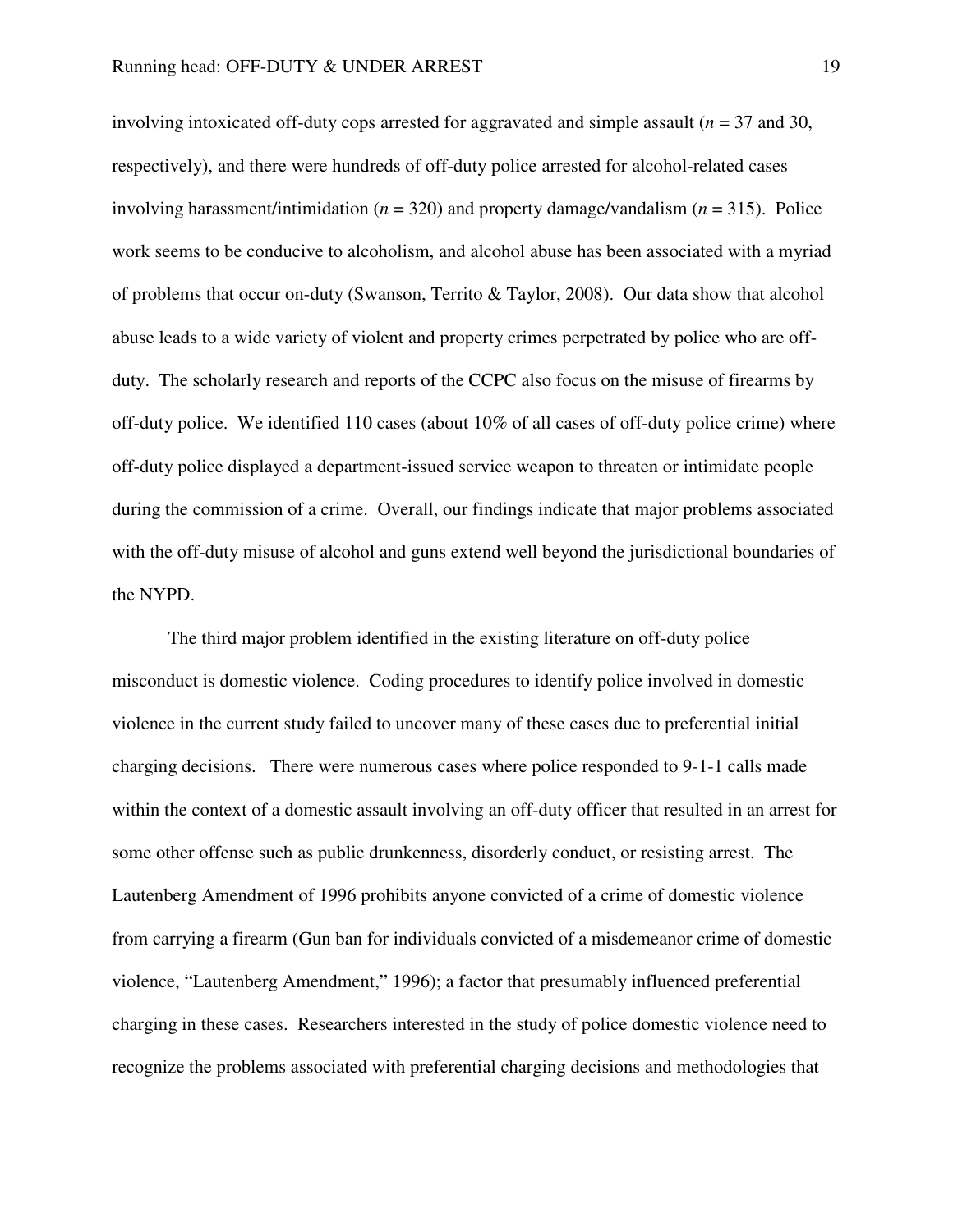involving intoxicated off-duty cops arrested for aggravated and simple assault ($n$ = 37 and 30, respectively), and there were hundreds of off-duty police arrested for alcohol-related cases involving harassment/intimidation ($n$ = 320) and property damage/vandalism ($n$ = 315). Police work seems to be conducive to alcoholism, and alcohol abuse has been associated with a myriad of problems that occur on-duty (Swanson, Territo & Taylor, 2008). Our data show that alcohol abuse leads to a wide variety of violent and property crimes perpetrated by police who are off-duty. The scholarly research and reports of the CCPC also focus on the misuse of firearms by off-duty police. We identified 110 cases (about 10% of all cases of off-duty police crime) where off-duty police displayed a department-issued service weapon to threaten or intimidate people during the commission of a crime. Overall, our findings indicate that major problems associated with the off-duty misuse of alcohol and guns extend well beyond the jurisdictional boundaries of the NYPD.

The third major problem identified in the existing literature on off-duty police misconduct is domestic violence. Coding procedures to identify police involved in domestic violence in the current study failed to uncover many of these cases due to preferential initial charging decisions. There were numerous cases where police responded to 9-1-1 calls made within the context of a domestic assault involving an off-duty officer that resulted in an arrest for some other offense such as public drunkenness, disorderly conduct, or resisting arrest. The Lautenberg Amendment of 1996 prohibits anyone convicted of a crime of domestic violence from carrying a firearm (Gun ban for individuals convicted of a misdemeanor crime of domestic violence, "Lautenberg Amendment," 1996); a factor that presumably influenced preferential charging in these cases. Researchers interested in the study of police domestic violence need to recognize the problems associated with preferential charging decisions and methodologies that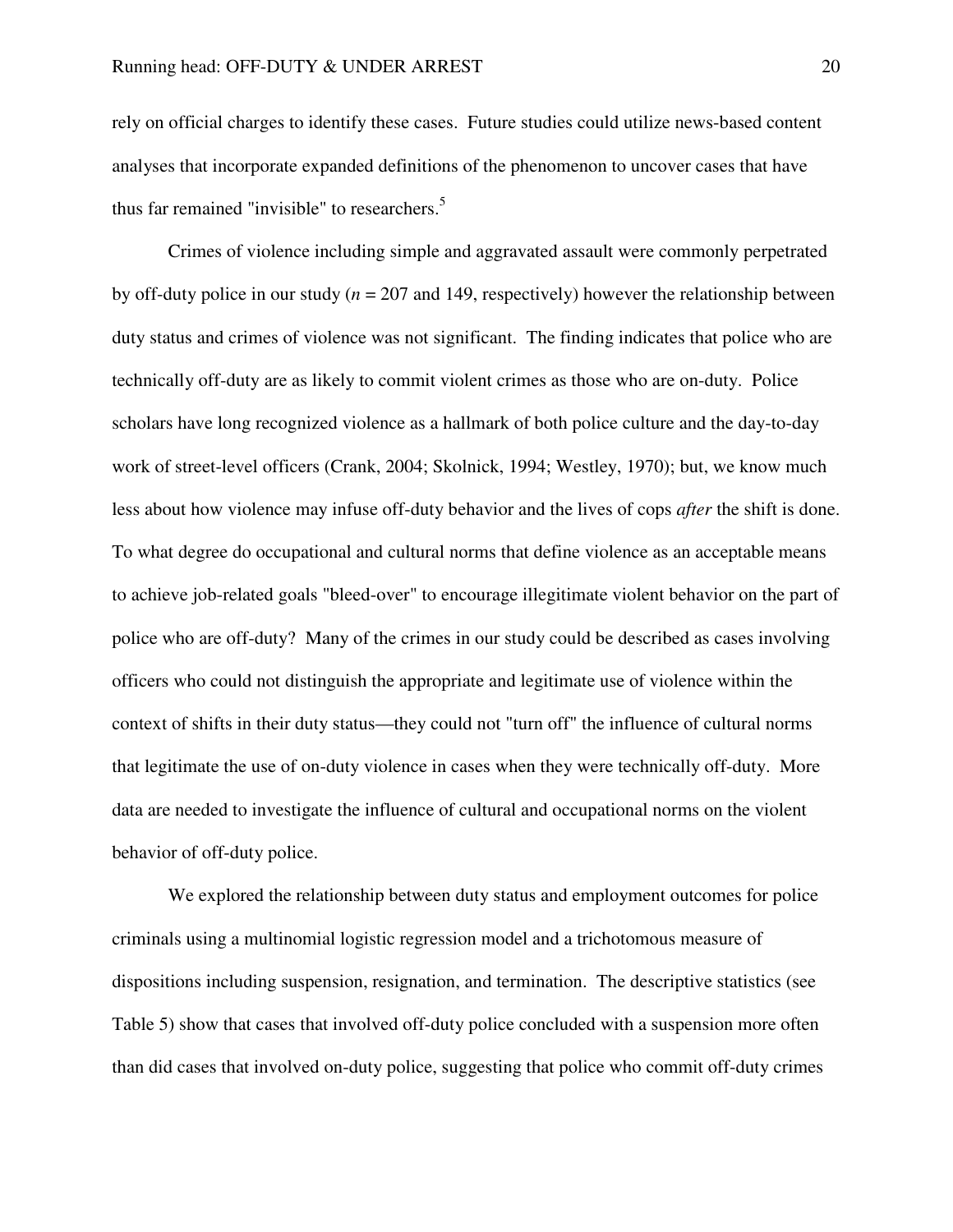rely on official charges to identify these cases. Future studies could utilize news-based content analyses that incorporate expanded definitions of the phenomenon to uncover cases that have thus far remained "invisible" to researchers.[5]

Crimes of violence including simple and aggravated assault were commonly perpetrated by off-duty police in our study (*n* = 207 and 149, respectively) however the relationship between duty status and crimes of violence was not significant. The finding indicates that police who are technically off-duty are as likely to commit violent crimes as those who are on-duty. Police scholars have long recognized violence as a hallmark of both police culture and the day-to-day work of street-level officers (Crank, 2004; Skolnick, 1994; Westley, 1970); but, we know much less about how violence may infuse off-duty behavior and the lives of cops *after* the shift is done. To what degree do occupational and cultural norms that define violence as an acceptable means to achieve job-related goals "bleed-over" to encourage illegitimate violent behavior on the part of police who are off-duty? Many of the crimes in our study could be described as cases involving officers who could not distinguish the appropriate and legitimate use of violence within the context of shifts in their duty status—they could not "turn off" the influence of cultural norms that legitimate the use of on-duty violence in cases when they were technically off-duty. More data are needed to investigate the influence of cultural and occupational norms on the violent behavior of off-duty police.

We explored the relationship between duty status and employment outcomes for police criminals using a multinomial logistic regression model and a trichotomous measure of dispositions including suspension, resignation, and termination. The descriptive statistics (see Table 5) show that cases that involved off-duty police concluded with a suspension more often than did cases that involved on-duty police, suggesting that police who commit off-duty crimes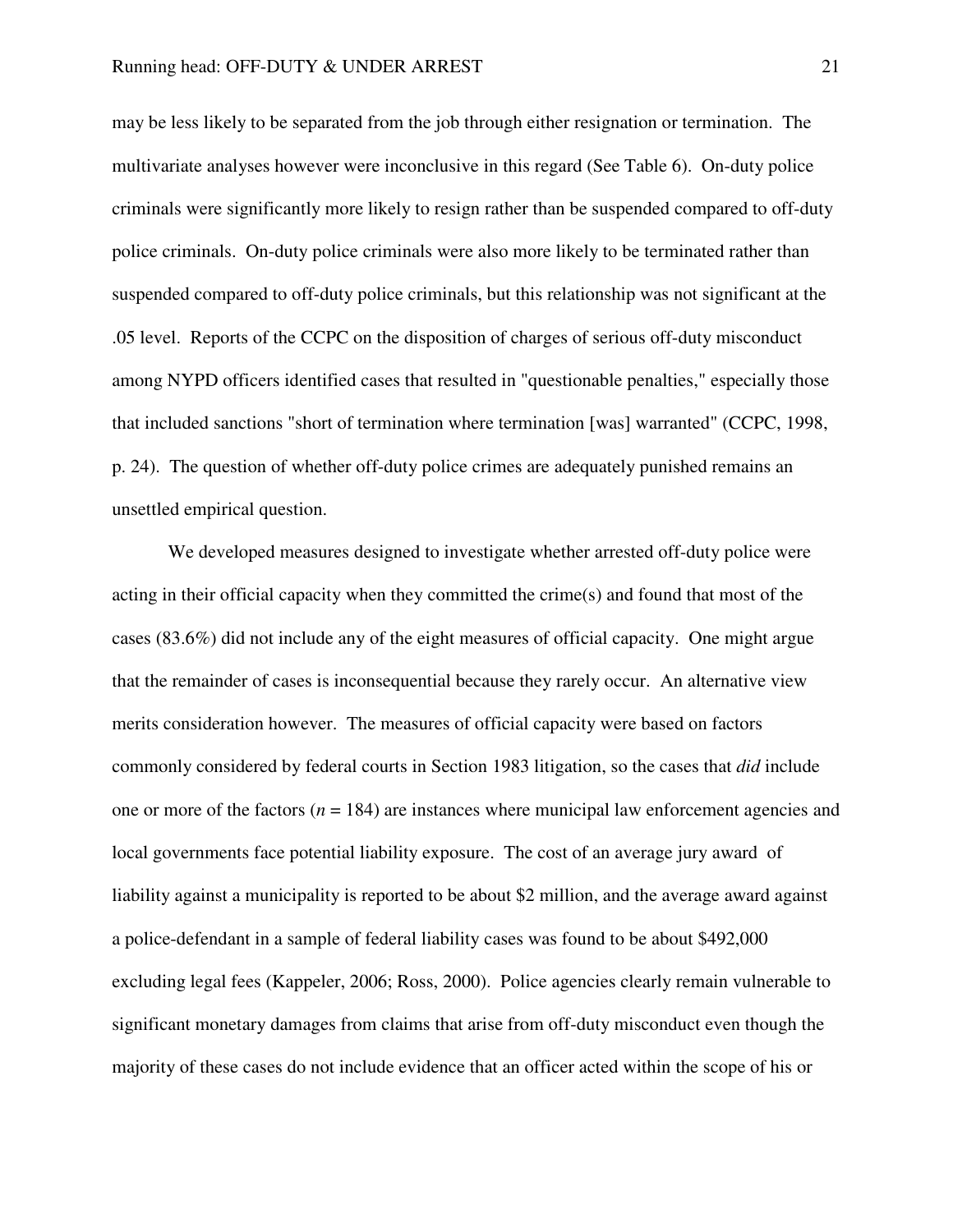may be less likely to be separated from the job through either resignation or termination. The multivariate analyses however were inconclusive in this regard (See Table 6). On-duty police criminals were significantly more likely to resign rather than be suspended compared to off-duty police criminals. On-duty police criminals were also more likely to be terminated rather than suspended compared to off-duty police criminals, but this relationship was not significant at the .05 level. Reports of the CCPC on the disposition of charges of serious off-duty misconduct among NYPD officers identified cases that resulted in "questionable penalties," especially those that included sanctions "short of termination where termination [was] warranted" (CCPC, 1998, p. 24). The question of whether off-duty police crimes are adequately punished remains an unsettled empirical question.

We developed measures designed to investigate whether arrested off-duty police were acting in their official capacity when they committed the crime(s) and found that most of the cases (83.6%) did not include any of the eight measures of official capacity. One might argue that the remainder of cases is inconsequential because they rarely occur. An alternative view merits consideration however. The measures of official capacity were based on factors commonly considered by federal courts in Section 1983 litigation, so the cases that *did* include one or more of the factors ($n$ = 184) are instances where municipal law enforcement agencies and local governments face potential liability exposure. The cost of an average jury award of liability against a municipality is reported to be about $2 million, and the average award against a police-defendant in a sample of federal liability cases was found to be about $492,000 excluding legal fees (Kappeler, 2006; Ross, 2000). Police agencies clearly remain vulnerable to significant monetary damages from claims that arise from off-duty misconduct even though the majority of these cases do not include evidence that an officer acted within the scope of his or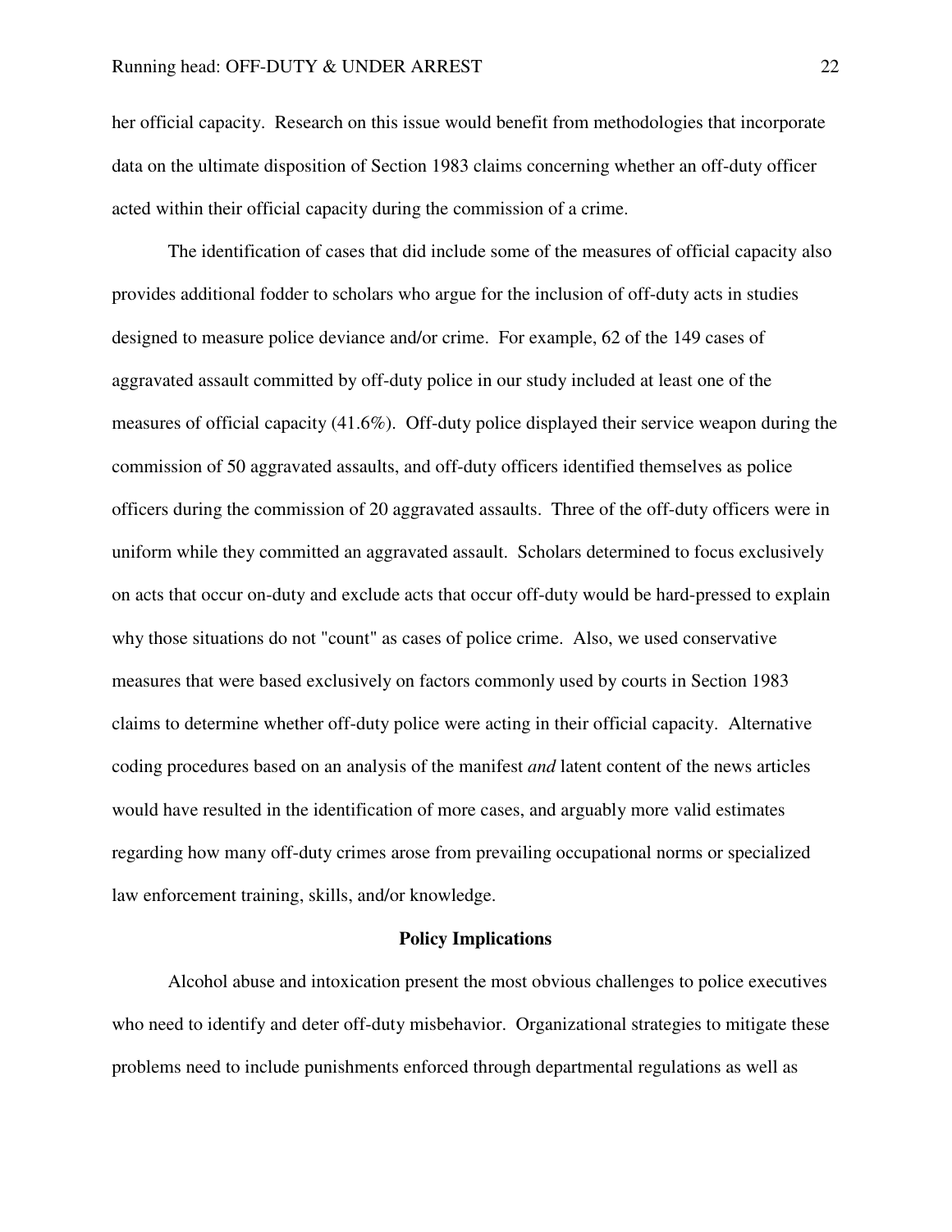her official capacity. Research on this issue would benefit from methodologies that incorporate data on the ultimate disposition of Section 1983 claims concerning whether an off-duty officer acted within their official capacity during the commission of a crime.

The identification of cases that did include some of the measures of official capacity also provides additional fodder to scholars who argue for the inclusion of off-duty acts in studies designed to measure police deviance and/or crime. For example, 62 of the 149 cases of aggravated assault committed by off-duty police in our study included at least one of the measures of official capacity (41.6%). Off-duty police displayed their service weapon during the commission of 50 aggravated assaults, and off-duty officers identified themselves as police officers during the commission of 20 aggravated assaults. Three of the off-duty officers were in uniform while they committed an aggravated assault. Scholars determined to focus exclusively on acts that occur on-duty and exclude acts that occur off-duty would be hard-pressed to explain why those situations do not "count" as cases of police crime. Also, we used conservative measures that were based exclusively on factors commonly used by courts in Section 1983 claims to determine whether off-duty police were acting in their official capacity. Alternative coding procedures based on an analysis of the manifest *and* latent content of the news articles would have resulted in the identification of more cases, and arguably more valid estimates regarding how many off-duty crimes arose from prevailing occupational norms or specialized law enforcement training, skills, and/or knowledge.

## Policy Implications

Alcohol abuse and intoxication present the most obvious challenges to police executives who need to identify and deter off-duty misbehavior. Organizational strategies to mitigate these problems need to include punishments enforced through departmental regulations as well as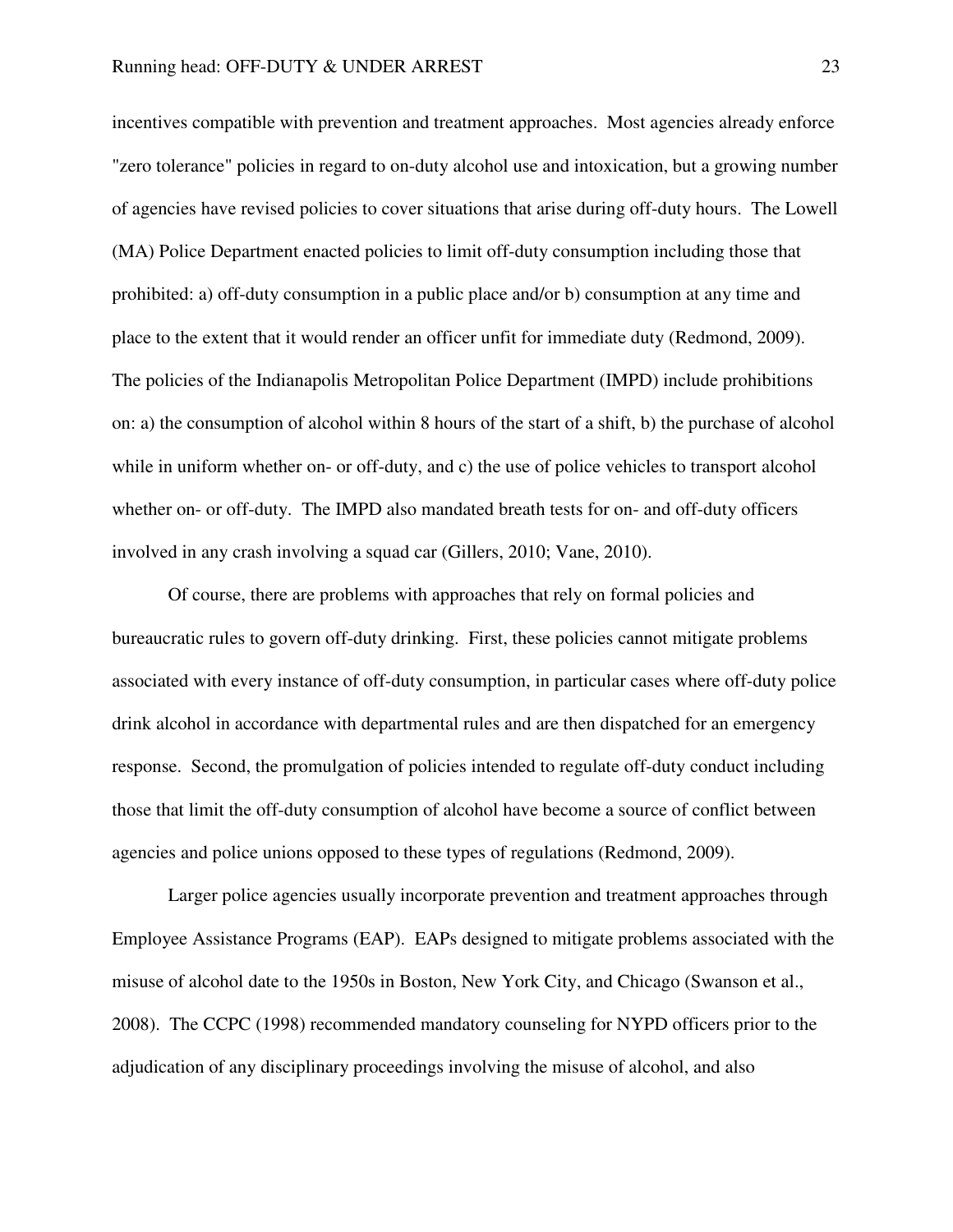incentives compatible with prevention and treatment approaches. Most agencies already enforce "zero tolerance" policies in regard to on-duty alcohol use and intoxication, but a growing number of agencies have revised policies to cover situations that arise during off-duty hours. The Lowell (MA) Police Department enacted policies to limit off-duty consumption including those that prohibited: a) off-duty consumption in a public place and/or b) consumption at any time and place to the extent that it would render an officer unfit for immediate duty (Redmond, 2009). The policies of the Indianapolis Metropolitan Police Department (IMPD) include prohibitions on: a) the consumption of alcohol within 8 hours of the start of a shift, b) the purchase of alcohol while in uniform whether on- or off-duty, and c) the use of police vehicles to transport alcohol whether on- or off-duty. The IMPD also mandated breath tests for on- and off-duty officers involved in any crash involving a squad car (Gillers, 2010; Vane, 2010).

Of course, there are problems with approaches that rely on formal policies and bureaucratic rules to govern off-duty drinking. First, these policies cannot mitigate problems associated with every instance of off-duty consumption, in particular cases where off-duty police drink alcohol in accordance with departmental rules and are then dispatched for an emergency response. Second, the promulgation of policies intended to regulate off-duty conduct including those that limit the off-duty consumption of alcohol have become a source of conflict between agencies and police unions opposed to these types of regulations (Redmond, 2009).

Larger police agencies usually incorporate prevention and treatment approaches through Employee Assistance Programs (EAP). EAPs designed to mitigate problems associated with the misuse of alcohol date to the 1950s in Boston, New York City, and Chicago (Swanson et al., 2008). The CCPC (1998) recommended mandatory counseling for NYPD officers prior to the adjudication of any disciplinary proceedings involving the misuse of alcohol, and also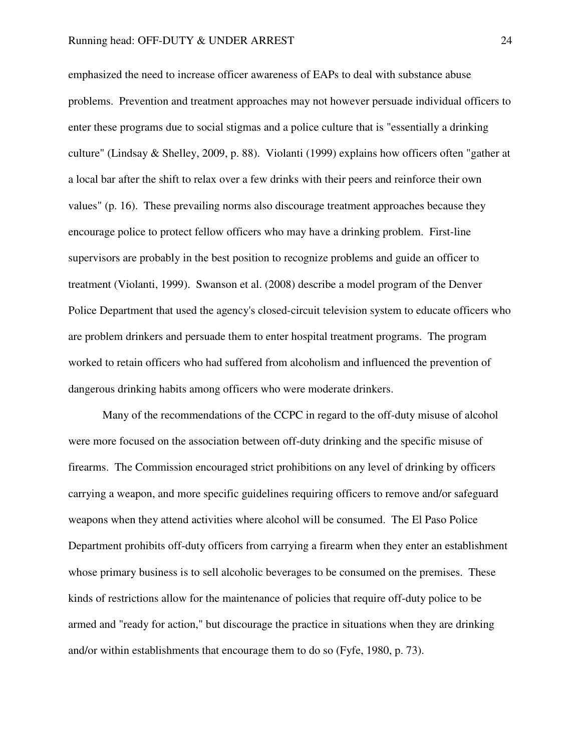emphasized the need to increase officer awareness of EAPs to deal with substance abuse problems. Prevention and treatment approaches may not however persuade individual officers to enter these programs due to social stigmas and a police culture that is "essentially a drinking culture" (Lindsay & Shelley, 2009, p. 88). Violanti (1999) explains how officers often "gather at a local bar after the shift to relax over a few drinks with their peers and reinforce their own values" (p. 16). These prevailing norms also discourage treatment approaches because they encourage police to protect fellow officers who may have a drinking problem. First-line supervisors are probably in the best position to recognize problems and guide an officer to treatment (Violanti, 1999). Swanson et al. (2008) describe a model program of the Denver Police Department that used the agency's closed-circuit television system to educate officers who are problem drinkers and persuade them to enter hospital treatment programs. The program worked to retain officers who had suffered from alcoholism and influenced the prevention of dangerous drinking habits among officers who were moderate drinkers.

Many of the recommendations of the CCPC in regard to the off-duty misuse of alcohol were more focused on the association between off-duty drinking and the specific misuse of firearms. The Commission encouraged strict prohibitions on any level of drinking by officers carrying a weapon, and more specific guidelines requiring officers to remove and/or safeguard weapons when they attend activities where alcohol will be consumed. The El Paso Police Department prohibits off-duty officers from carrying a firearm when they enter an establishment whose primary business is to sell alcoholic beverages to be consumed on the premises. These kinds of restrictions allow for the maintenance of policies that require off-duty police to be armed and "ready for action," but discourage the practice in situations when they are drinking and/or within establishments that encourage them to do so (Fyfe, 1980, p. 73).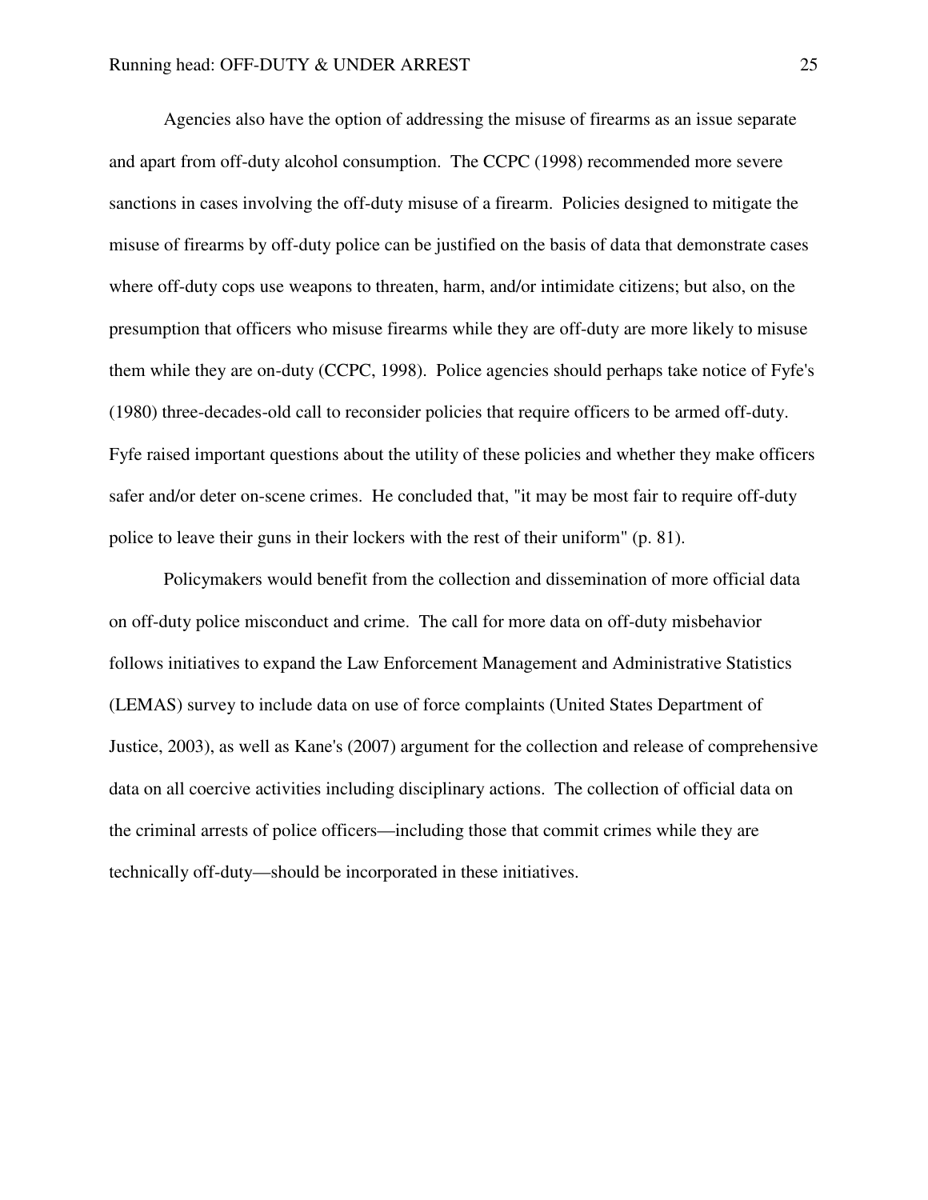Agencies also have the option of addressing the misuse of firearms as an issue separate and apart from off-duty alcohol consumption. The CCPC (1998) recommended more severe sanctions in cases involving the off-duty misuse of a firearm. Policies designed to mitigate the misuse of firearms by off-duty police can be justified on the basis of data that demonstrate cases where off-duty cops use weapons to threaten, harm, and/or intimidate citizens; but also, on the presumption that officers who misuse firearms while they are off-duty are more likely to misuse them while they are on-duty (CCPC, 1998). Police agencies should perhaps take notice of Fyfe's (1980) three-decades-old call to reconsider policies that require officers to be armed off-duty. Fyfe raised important questions about the utility of these policies and whether they make officers safer and/or deter on-scene crimes. He concluded that, "it may be most fair to require off-duty police to leave their guns in their lockers with the rest of their uniform" (p. 81).

Policymakers would benefit from the collection and dissemination of more official data on off-duty police misconduct and crime. The call for more data on off-duty misbehavior follows initiatives to expand the Law Enforcement Management and Administrative Statistics (LEMAS) survey to include data on use of force complaints (United States Department of Justice, 2003), as well as Kane's (2007) argument for the collection and release of comprehensive data on all coercive activities including disciplinary actions. The collection of official data on the criminal arrests of police officers—including those that commit crimes while they are technically off-duty—should be incorporated in these initiatives.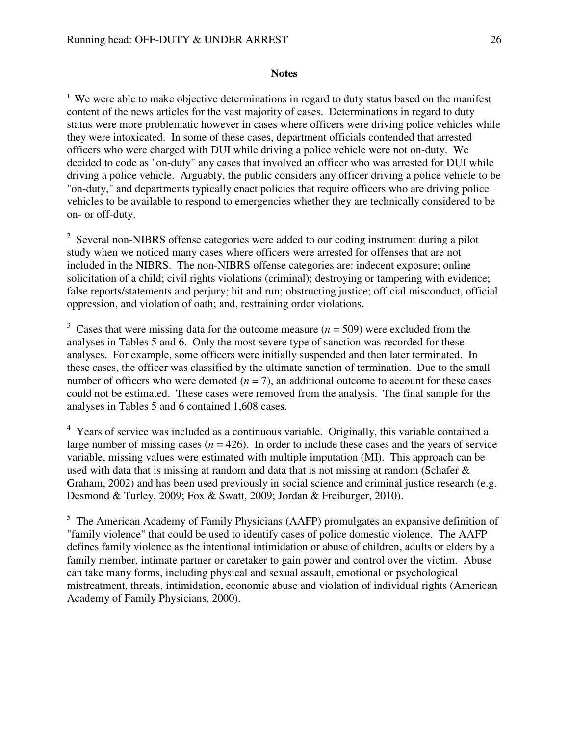## Notes

[1] We were able to make objective determinations in regard to duty status based on the manifest content of the news articles for the vast majority of cases. Determinations in regard to duty status were more problematic however in cases where officers were driving police vehicles while they were intoxicated. In some of these cases, department officials contended that arrested officers who were charged with DUI while driving a police vehicle were not on-duty. We decided to code as "on-duty" any cases that involved an officer who was arrested for DUI while driving a police vehicle. Arguably, the public considers any officer driving a police vehicle to be "on-duty," and departments typically enact policies that require officers who are driving police vehicles to be available to respond to emergencies whether they are technically considered to be on- or off-duty.

[2] Several non-NIBRS offense categories were added to our coding instrument during a pilot study when we noticed many cases where officers were arrested for offenses that are not included in the NIBRS. The non-NIBRS offense categories are: indecent exposure; online solicitation of a child; civil rights violations (criminal); destroying or tampering with evidence; false reports/statements and perjury; hit and run; obstructing justice; official misconduct, official oppression, and violation of oath; and, restraining order violations.

[3] Cases that were missing data for the outcome measure ($n = 509$) were excluded from the analyses in Tables 5 and 6. Only the most severe type of sanction was recorded for these analyses. For example, some officers were initially suspended and then later terminated. In these cases, the officer was classified by the ultimate sanction of termination. Due to the small number of officers who were demoted ($n = 7$), an additional outcome to account for these cases could not be estimated. These cases were removed from the analysis. The final sample for the analyses in Tables 5 and 6 contained 1,608 cases.

[4] Years of service was included as a continuous variable. Originally, this variable contained a large number of missing cases ($n = 426$). In order to include these cases and the years of service variable, missing values were estimated with multiple imputation (MI). This approach can be used with data that is missing at random and data that is not missing at random (Schafer & Graham, 2002) and has been used previously in social science and criminal justice research (e.g. Desmond & Turley, 2009; Fox & Swatt, 2009; Jordan & Freiburger, 2010).

[5] The American Academy of Family Physicians (AAFP) promulgates an expansive definition of "family violence" that could be used to identify cases of police domestic violence. The AAFP defines family violence as the intentional intimidation or abuse of children, adults or elders by a family member, intimate partner or caretaker to gain power and control over the victim. Abuse can take many forms, including physical and sexual assault, emotional or psychological mistreatment, threats, intimidation, economic abuse and violation of individual rights (American Academy of Family Physicians, 2000).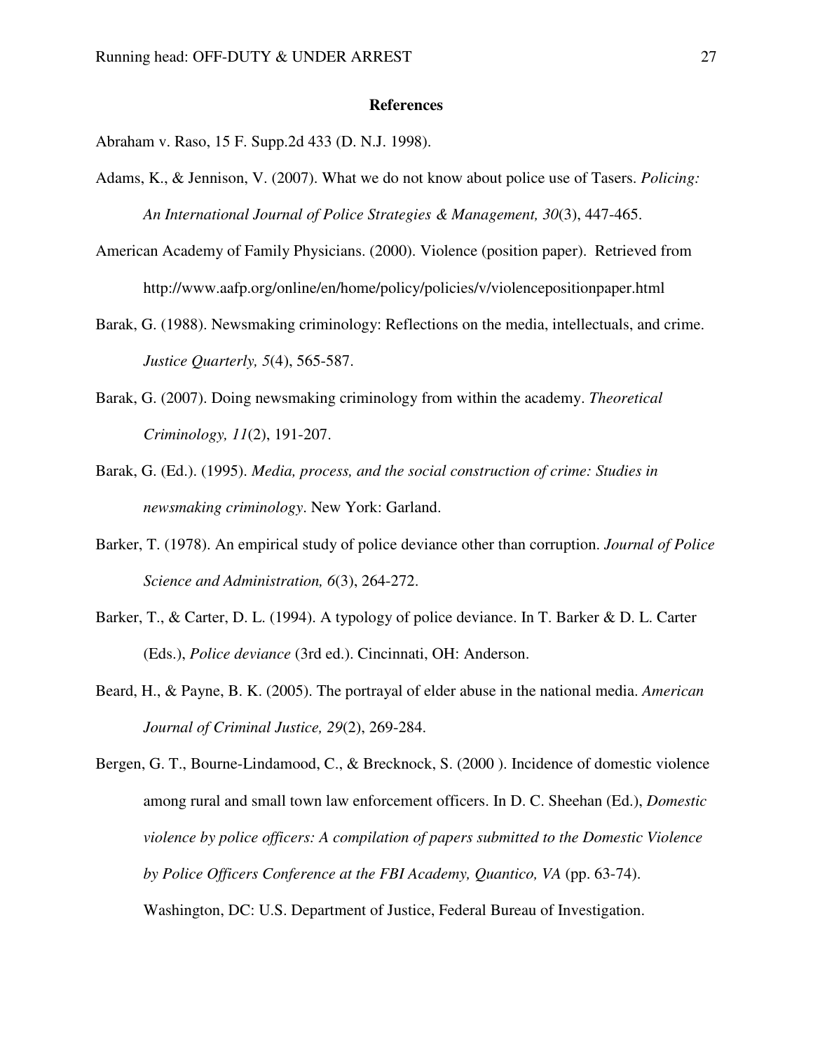# References

Abraham v. Raso, 15 F. Supp.2d 433 (D. N.J. 1998).

Adams, K., & Jennison, V. (2007). What we do not know about police use of Tasers. *Policing: An International Journal of Police Strategies & Management, 30*(3), 447-465.

American Academy of Family Physicians. (2000). Violence (position paper). Retrieved from http://www.aafp.org/online/en/home/policy/policies/v/violencepositionpaper.html

Barak, G. (1988). Newsmaking criminology: Reflections on the media, intellectuals, and crime. *Justice Quarterly, 5*(4), 565-587.

Barak, G. (2007). Doing newsmaking criminology from within the academy. *Theoretical Criminology, 11*(2), 191-207.

Barak, G. (Ed.). (1995). *Media, process, and the social construction of crime: Studies in newsmaking criminology*. New York: Garland.

Barker, T. (1978). An empirical study of police deviance other than corruption. *Journal of Police Science and Administration, 6*(3), 264-272.

Barker, T., & Carter, D. L. (1994). A typology of police deviance. In T. Barker & D. L. Carter (Eds.), *Police deviance* (3rd ed.). Cincinnati, OH: Anderson.

Beard, H., & Payne, B. K. (2005). The portrayal of elder abuse in the national media. *American Journal of Criminal Justice, 29*(2), 269-284.

Bergen, G. T., Bourne-Lindamood, C., & Brecknock, S. (2000 ). Incidence of domestic violence among rural and small town law enforcement officers. In D. C. Sheehan (Ed.), *Domestic violence by police officers: A compilation of papers submitted to the Domestic Violence by Police Officers Conference at the FBI Academy, Quantico, VA* (pp. 63-74). Washington, DC: U.S. Department of Justice, Federal Bureau of Investigation.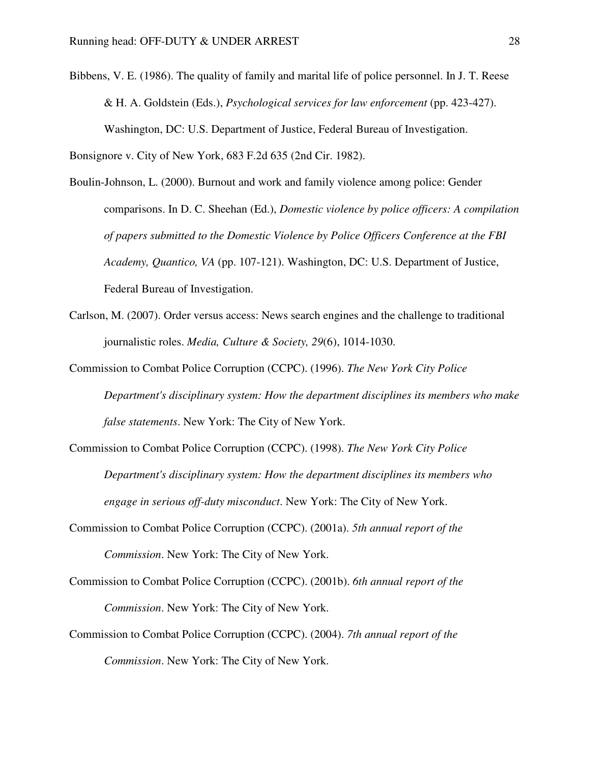Bibbens, V. E. (1986). The quality of family and marital life of police personnel. In J. T. Reese & H. A. Goldstein (Eds.), *Psychological services for law enforcement* (pp. 423-427). Washington, DC: U.S. Department of Justice, Federal Bureau of Investigation.

Bonsignore v. City of New York, 683 F.2d 635 (2nd Cir. 1982).

Boulin-Johnson, L. (2000). Burnout and work and family violence among police: Gender comparisons. In D. C. Sheehan (Ed.), *Domestic violence by police officers: A compilation of papers submitted to the Domestic Violence by Police Officers Conference at the FBI Academy, Quantico, VA* (pp. 107-121). Washington, DC: U.S. Department of Justice, Federal Bureau of Investigation.

Carlson, M. (2007). Order versus access: News search engines and the challenge to traditional journalistic roles. *Media, Culture & Society, 29*(6), 1014-1030.

Commission to Combat Police Corruption (CCPC). (1996). *The New York City Police Department's disciplinary system: How the department disciplines its members who make false statements*. New York: The City of New York.

Commission to Combat Police Corruption (CCPC). (1998). *The New York City Police Department's disciplinary system: How the department disciplines its members who engage in serious off-duty misconduct*. New York: The City of New York.

Commission to Combat Police Corruption (CCPC). (2001a). *5th annual report of the Commission*. New York: The City of New York.

Commission to Combat Police Corruption (CCPC). (2001b). *6th annual report of the Commission*. New York: The City of New York.

Commission to Combat Police Corruption (CCPC). (2004). *7th annual report of the Commission*. New York: The City of New York.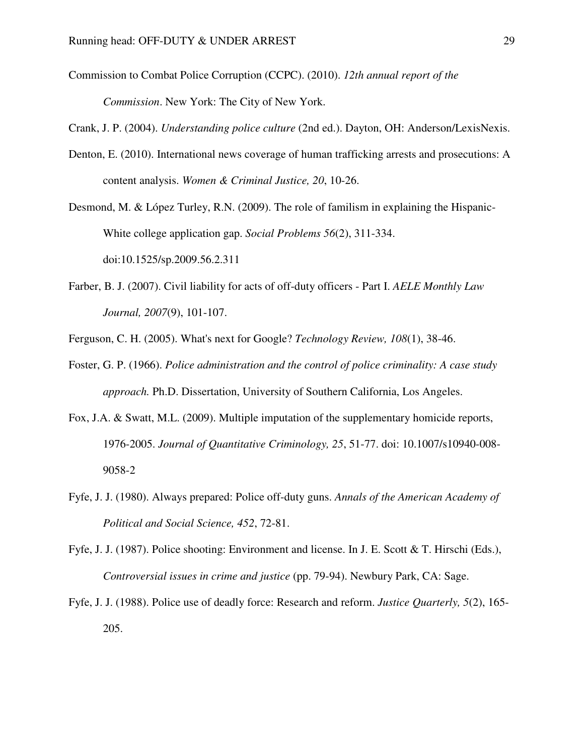Commission to Combat Police Corruption (CCPC). (2010). *12th annual report of the Commission*. New York: The City of New York.

Crank, J. P. (2004). *Understanding police culture* (2nd ed.). Dayton, OH: Anderson/LexisNexis.

Denton, E. (2010). International news coverage of human trafficking arrests and prosecutions: A content analysis. *Women & Criminal Justice, 20*, 10-26.

Desmond, M. & López Turley, R.N. (2009). The role of familism in explaining the Hispanic-White college application gap. *Social Problems 56*(2), 311-334. doi:10.1525/sp.2009.56.2.311

Farber, B. J. (2007). Civil liability for acts of off-duty officers - Part I. *AELE Monthly Law Journal, 2007*(9), 101-107.

Ferguson, C. H. (2005). What's next for Google? *Technology Review, 108*(1), 38-46.

Foster, G. P. (1966). *Police administration and the control of police criminality: A case study approach.* Ph.D. Dissertation, University of Southern California, Los Angeles.

Fox, J.A. & Swatt, M.L. (2009). Multiple imputation of the supplementary homicide reports, 1976-2005. *Journal of Quantitative Criminology, 25*, 51-77. doi: 10.1007/s10940-008-9058-2

Fyfe, J. J. (1980). Always prepared: Police off-duty guns. *Annals of the American Academy of Political and Social Science, 452*, 72-81.

Fyfe, J. J. (1987). Police shooting: Environment and license. In J. E. Scott & T. Hirschi (Eds.), *Controversial issues in crime and justice* (pp. 79-94). Newbury Park, CA: Sage.

Fyfe, J. J. (1988). Police use of deadly force: Research and reform. *Justice Quarterly, 5*(2), 165-205.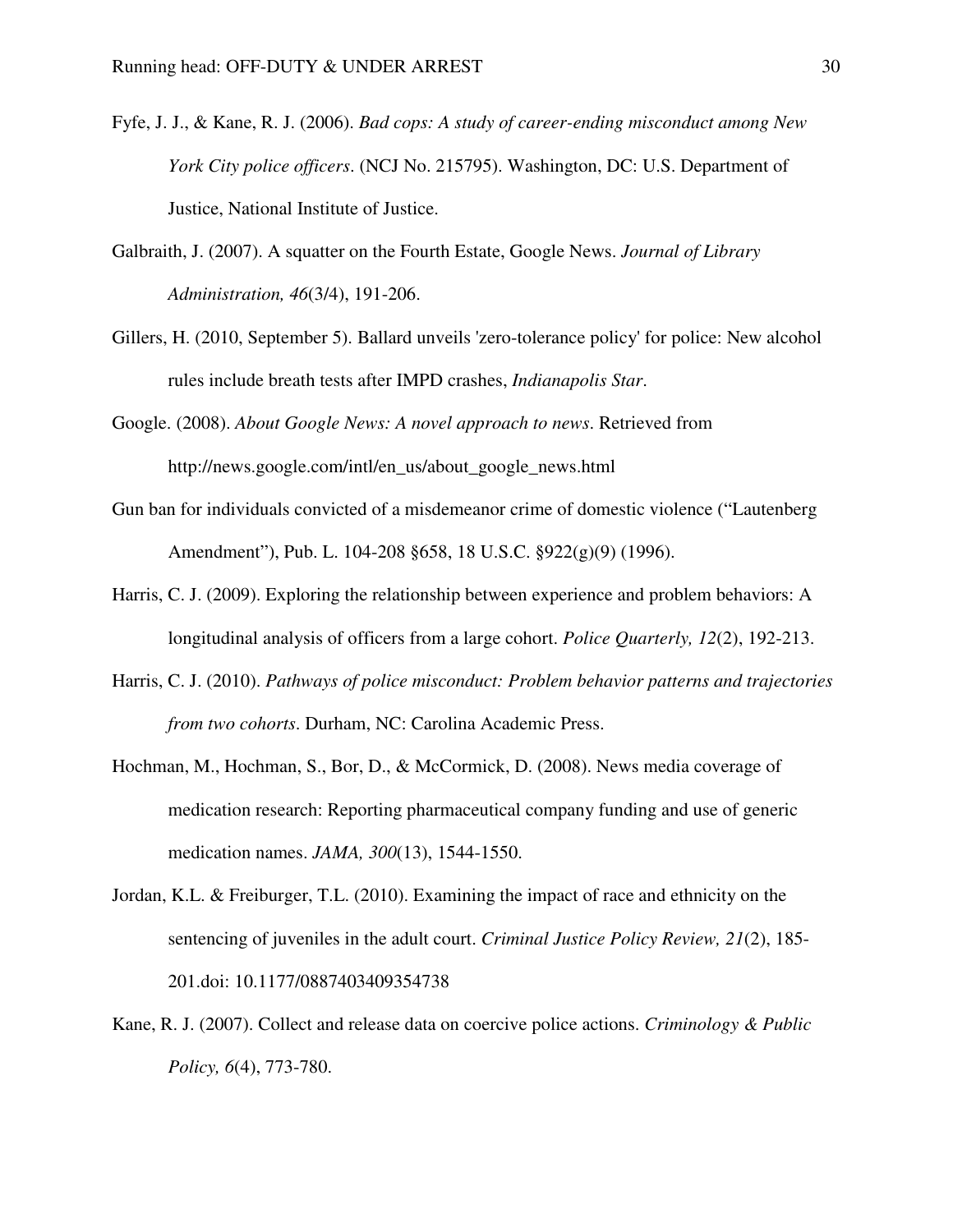Fyfe, J. J., & Kane, R. J. (2006). *Bad cops: A study of career-ending misconduct among New York City police officers*. (NCJ No. 215795). Washington, DC: U.S. Department of Justice, National Institute of Justice.

Galbraith, J. (2007). A squatter on the Fourth Estate, Google News. *Journal of Library Administration, 46*(3/4), 191-206.

Gillers, H. (2010, September 5). Ballard unveils 'zero-tolerance policy' for police: New alcohol rules include breath tests after IMPD crashes, *Indianapolis Star*.

Google. (2008). *About Google News: A novel approach to news*. Retrieved from http://news.google.com/intl/en_us/about_google_news.html

Gun ban for individuals convicted of a misdemeanor crime of domestic violence ("Lautenberg Amendment"), Pub. L. 104-208 §658, 18 U.S.C. §922(g)(9) (1996).

Harris, C. J. (2009). Exploring the relationship between experience and problem behaviors: A longitudinal analysis of officers from a large cohort. *Police Quarterly, 12*(2), 192-213.

Harris, C. J. (2010). *Pathways of police misconduct: Problem behavior patterns and trajectories from two cohorts*. Durham, NC: Carolina Academic Press.

Hochman, M., Hochman, S., Bor, D., & McCormick, D. (2008). News media coverage of medication research: Reporting pharmaceutical company funding and use of generic medication names. *JAMA, 300*(13), 1544-1550.

Jordan, K.L. & Freiburger, T.L. (2010). Examining the impact of race and ethnicity on the sentencing of juveniles in the adult court. *Criminal Justice Policy Review, 21*(2), 185-201.doi: 10.1177/0887403409354738

Kane, R. J. (2007). Collect and release data on coercive police actions. *Criminology & Public Policy, 6*(4), 773-780.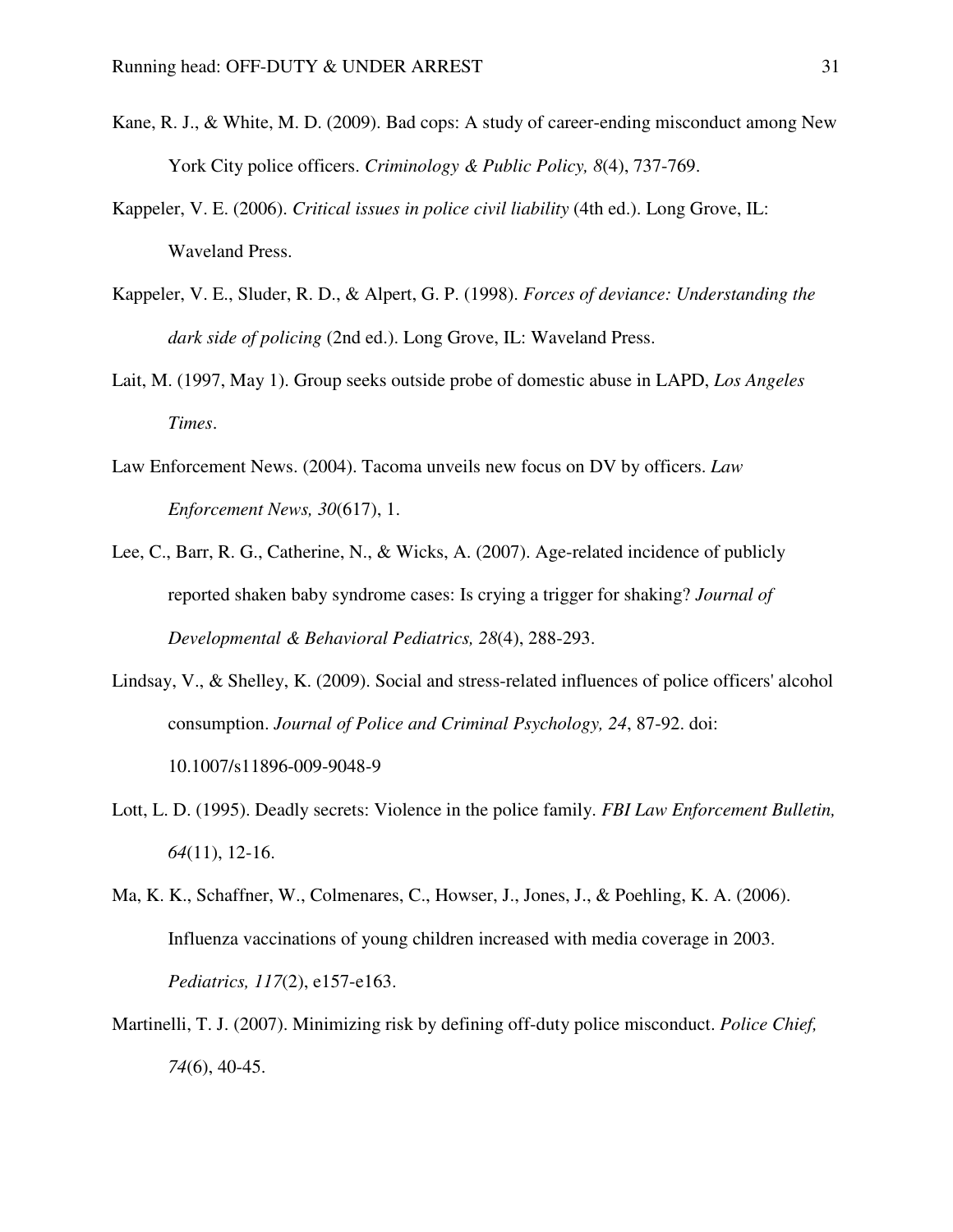Kane, R. J., & White, M. D. (2009). Bad cops: A study of career-ending misconduct among New York City police officers. *Criminology & Public Policy, 8*(4), 737-769.

Kappeler, V. E. (2006). *Critical issues in police civil liability* (4th ed.). Long Grove, IL: Waveland Press.

Kappeler, V. E., Sluder, R. D., & Alpert, G. P. (1998). *Forces of deviance: Understanding the dark side of policing* (2nd ed.). Long Grove, IL: Waveland Press.

Lait, M. (1997, May 1). Group seeks outside probe of domestic abuse in LAPD, *Los Angeles Times*.

Law Enforcement News. (2004). Tacoma unveils new focus on DV by officers. *Law Enforcement News, 30*(617), 1.

Lee, C., Barr, R. G., Catherine, N., & Wicks, A. (2007). Age-related incidence of publicly reported shaken baby syndrome cases: Is crying a trigger for shaking? *Journal of Developmental & Behavioral Pediatrics, 28*(4), 288-293.

Lindsay, V., & Shelley, K. (2009). Social and stress-related influences of police officers' alcohol consumption. *Journal of Police and Criminal Psychology, 24*, 87-92. doi: 10.1007/s11896-009-9048-9

Lott, L. D. (1995). Deadly secrets: Violence in the police family. *FBI Law Enforcement Bulletin, 64*(11), 12-16.

Ma, K. K., Schaffner, W., Colmenares, C., Howser, J., Jones, J., & Poehling, K. A. (2006). Influenza vaccinations of young children increased with media coverage in 2003. *Pediatrics, 117*(2), e157-e163.

Martinelli, T. J. (2007). Minimizing risk by defining off-duty police misconduct. *Police Chief, 74*(6), 40-45.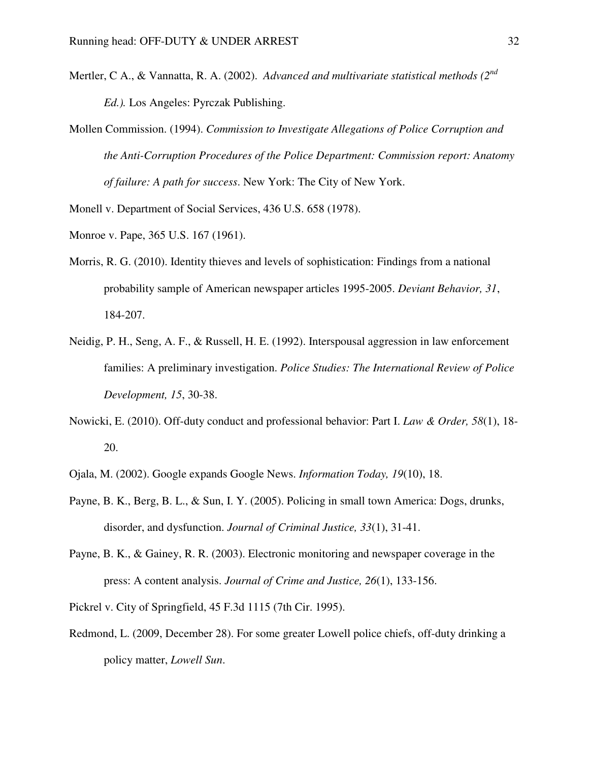Mertler, C A., & Vannatta, R. A. (2002). *Advanced and multivariate statistical methods (2nd Ed.).* Los Angeles: Pyrczak Publishing.

Mollen Commission. (1994). *Commission to Investigate Allegations of Police Corruption and the Anti-Corruption Procedures of the Police Department: Commission report: Anatomy of failure: A path for success*. New York: The City of New York.

Monell v. Department of Social Services, 436 U.S. 658 (1978).

Monroe v. Pape, 365 U.S. 167 (1961).

Morris, R. G. (2010). Identity thieves and levels of sophistication: Findings from a national probability sample of American newspaper articles 1995-2005. *Deviant Behavior, 31*, 184-207.

Neidig, P. H., Seng, A. F., & Russell, H. E. (1992). Interspousal aggression in law enforcement families: A preliminary investigation. *Police Studies: The International Review of Police Development, 15*, 30-38.

Nowicki, E. (2010). Off-duty conduct and professional behavior: Part I. *Law & Order, 58*(1), 18-20.

Ojala, M. (2002). Google expands Google News. *Information Today, 19*(10), 18.

Payne, B. K., Berg, B. L., & Sun, I. Y. (2005). Policing in small town America: Dogs, drunks, disorder, and dysfunction. *Journal of Criminal Justice, 33*(1), 31-41.

Payne, B. K., & Gainey, R. R. (2003). Electronic monitoring and newspaper coverage in the press: A content analysis. *Journal of Crime and Justice, 26*(1), 133-156.

Pickrel v. City of Springfield, 45 F.3d 1115 (7th Cir. 1995).

Redmond, L. (2009, December 28). For some greater Lowell police chiefs, off-duty drinking a policy matter, *Lowell Sun*.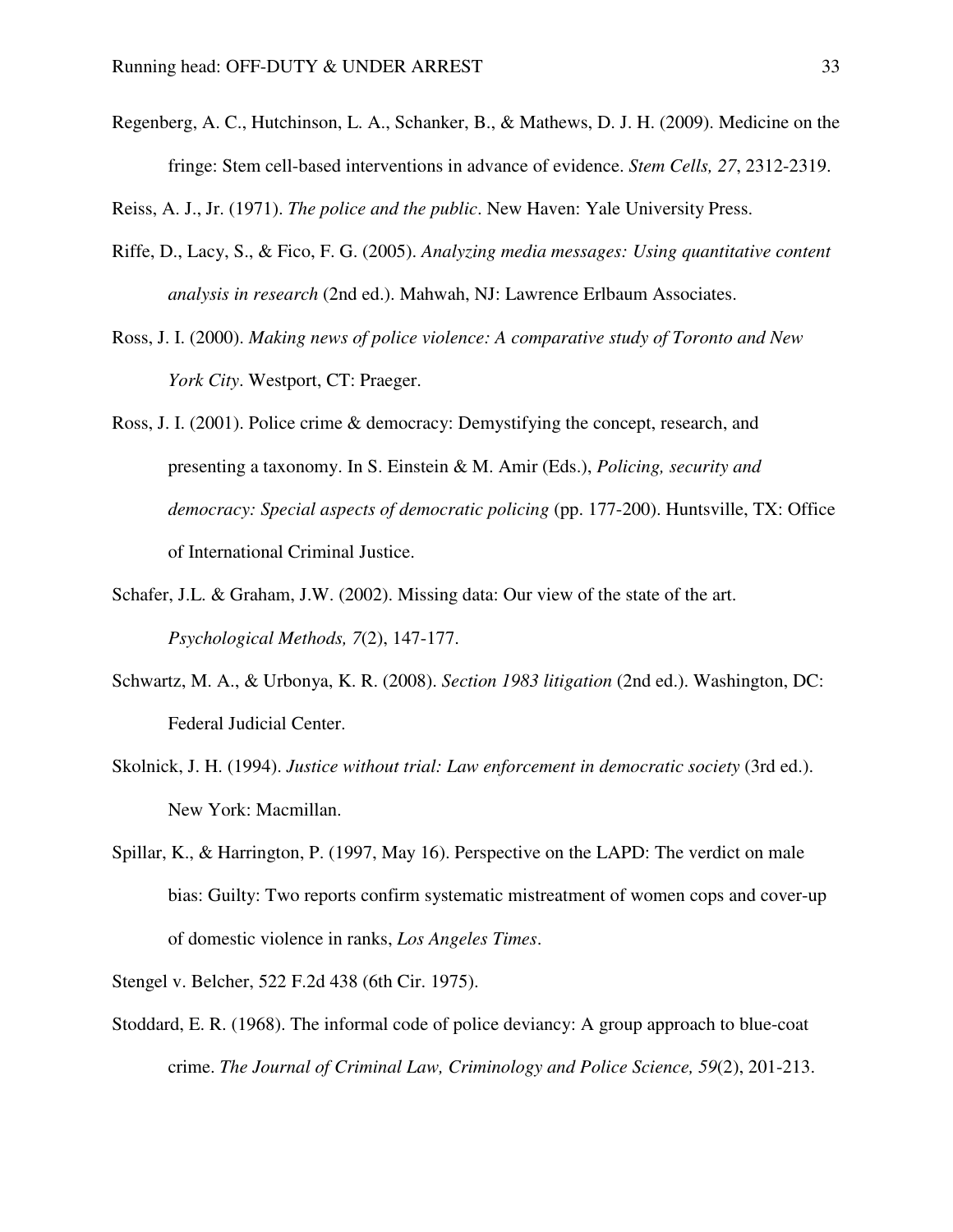Regenberg, A. C., Hutchinson, L. A., Schanker, B., & Mathews, D. J. H. (2009). Medicine on the fringe: Stem cell-based interventions in advance of evidence. *Stem Cells, 27*, 2312-2319.

Reiss, A. J., Jr. (1971). *The police and the public*. New Haven: Yale University Press.

Riffe, D., Lacy, S., & Fico, F. G. (2005). *Analyzing media messages: Using quantitative content analysis in research* (2nd ed.). Mahwah, NJ: Lawrence Erlbaum Associates.

Ross, J. I. (2000). *Making news of police violence: A comparative study of Toronto and New York City*. Westport, CT: Praeger.

Ross, J. I. (2001). Police crime & democracy: Demystifying the concept, research, and presenting a taxonomy. In S. Einstein & M. Amir (Eds.), *Policing, security and democracy: Special aspects of democratic policing* (pp. 177-200). Huntsville, TX: Office of International Criminal Justice.

Schafer, J.L. & Graham, J.W. (2002). Missing data: Our view of the state of the art. *Psychological Methods, 7*(2), 147-177.

Schwartz, M. A., & Urbonya, K. R. (2008). *Section 1983 litigation* (2nd ed.). Washington, DC: Federal Judicial Center.

Skolnick, J. H. (1994). *Justice without trial: Law enforcement in democratic society* (3rd ed.). New York: Macmillan.

Spillar, K., & Harrington, P. (1997, May 16). Perspective on the LAPD: The verdict on male bias: Guilty: Two reports confirm systematic mistreatment of women cops and cover-up of domestic violence in ranks, *Los Angeles Times*.

Stengel v. Belcher, 522 F.2d 438 (6th Cir. 1975).

Stoddard, E. R. (1968). The informal code of police deviancy: A group approach to blue-coat crime. *The Journal of Criminal Law, Criminology and Police Science, 59*(2), 201-213.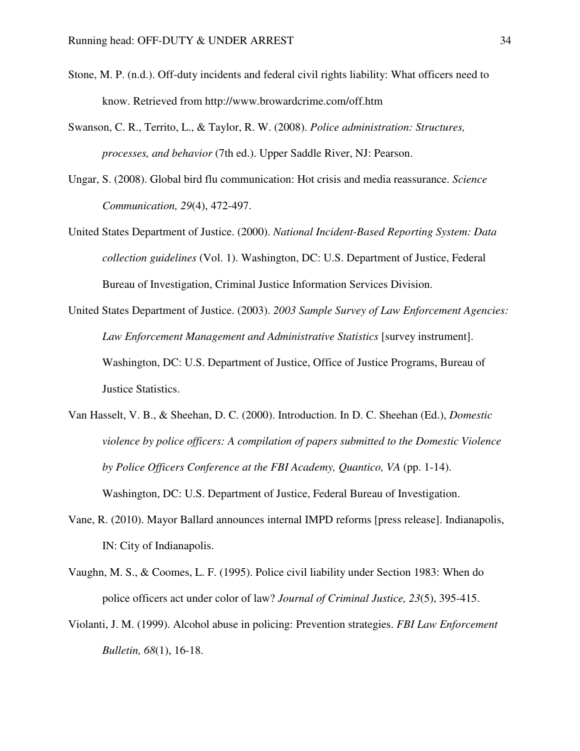Stone, M. P. (n.d.). Off-duty incidents and federal civil rights liability: What officers need to know. Retrieved from http://www.browardcrime.com/off.htm

Swanson, C. R., Territo, L., & Taylor, R. W. (2008). *Police administration: Structures, processes, and behavior* (7th ed.). Upper Saddle River, NJ: Pearson.

Ungar, S. (2008). Global bird flu communication: Hot crisis and media reassurance. *Science Communication, 29*(4), 472-497.

United States Department of Justice. (2000). *National Incident-Based Reporting System: Data collection guidelines* (Vol. 1). Washington, DC: U.S. Department of Justice, Federal Bureau of Investigation, Criminal Justice Information Services Division.

United States Department of Justice. (2003). *2003 Sample Survey of Law Enforcement Agencies: Law Enforcement Management and Administrative Statistics* [survey instrument]. Washington, DC: U.S. Department of Justice, Office of Justice Programs, Bureau of Justice Statistics.

Van Hasselt, V. B., & Sheehan, D. C. (2000). Introduction. In D. C. Sheehan (Ed.), *Domestic violence by police officers: A compilation of papers submitted to the Domestic Violence by Police Officers Conference at the FBI Academy, Quantico, VA* (pp. 1-14). Washington, DC: U.S. Department of Justice, Federal Bureau of Investigation.

Vane, R. (2010). Mayor Ballard announces internal IMPD reforms [press release]. Indianapolis, IN: City of Indianapolis.

Vaughn, M. S., & Coomes, L. F. (1995). Police civil liability under Section 1983: When do police officers act under color of law? *Journal of Criminal Justice, 23*(5), 395-415.

Violanti, J. M. (1999). Alcohol abuse in policing: Prevention strategies. *FBI Law Enforcement Bulletin, 68*(1), 16-18.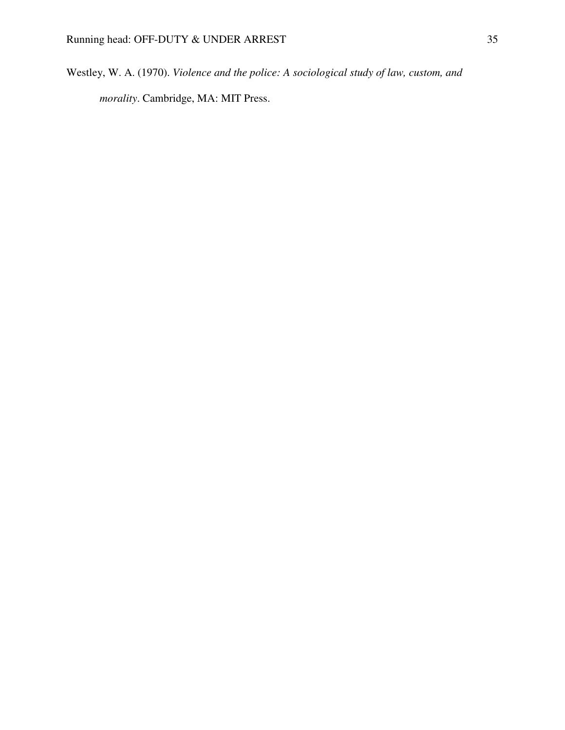Westley, W. A. (1970). *Violence and the police: A sociological study of law, custom, and morality*. Cambridge, MA: MIT Press.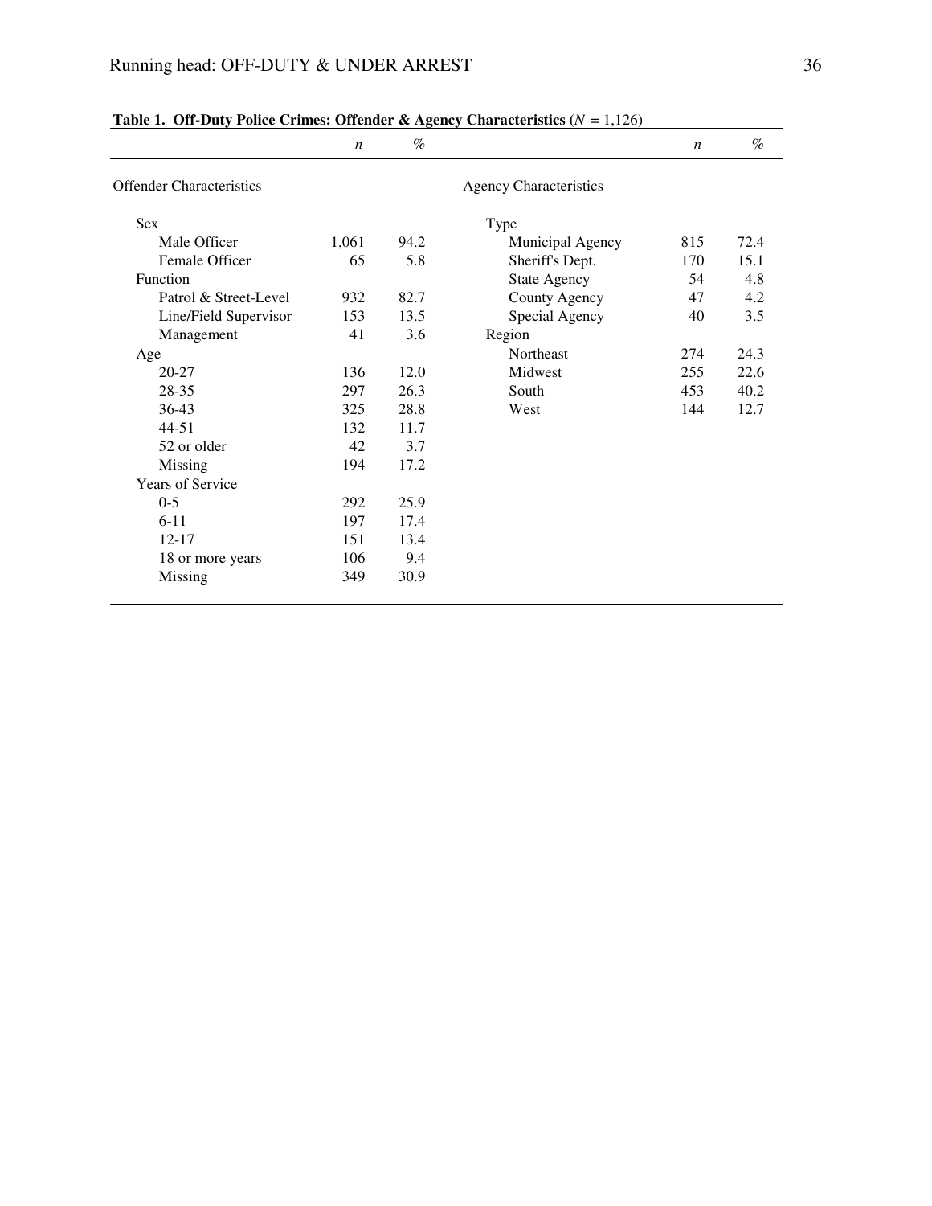**Table 1. Off-Duty Police Crimes: Offender & Agency Characteristics ($N$ = 1,126)**

| | *n* | % | | *n* | % |
|---|---|---|---|---|---|
| Offender Characteristics | | | Agency Characteristics | | |
| Sex | | | Type | | |
| Male Officer | 1,061 | 94.2 | Municipal Agency | 815 | 72.4 |
| Female Officer | 65 | 5.8 | Sheriff's Dept. | 170 | 15.1 |
| Function | | | State Agency | 54 | 4.8 |
| Patrol & Street-Level | 932 | 82.7 | County Agency | 47 | 4.2 |
| Line/Field Supervisor | 153 | 13.5 | Special Agency | 40 | 3.5 |
| Management | 41 | 3.6 | Region | | |
| Age | | | Northeast | 274 | 24.3 |
| 20-27 | 136 | 12.0 | Midwest | 255 | 22.6 |
| 28-35 | 297 | 26.3 | South | 453 | 40.2 |
| 36-43 | 325 | 28.8 | West | 144 | 12.7 |
| 44-51 | 132 | 11.7 | | | |
| 52 or older | 42 | 3.7 | | | |
| Missing | 194 | 17.2 | | | |
| Years of Service | | | | | |
| 0-5 | 292 | 25.9 | | | |
| 6-11 | 197 | 17.4 | | | |
| 12-17 | 151 | 13.4 | | | |
| 18 or more years | 106 | 9.4 | | | |
| Missing | 349 | 30.9 | | | |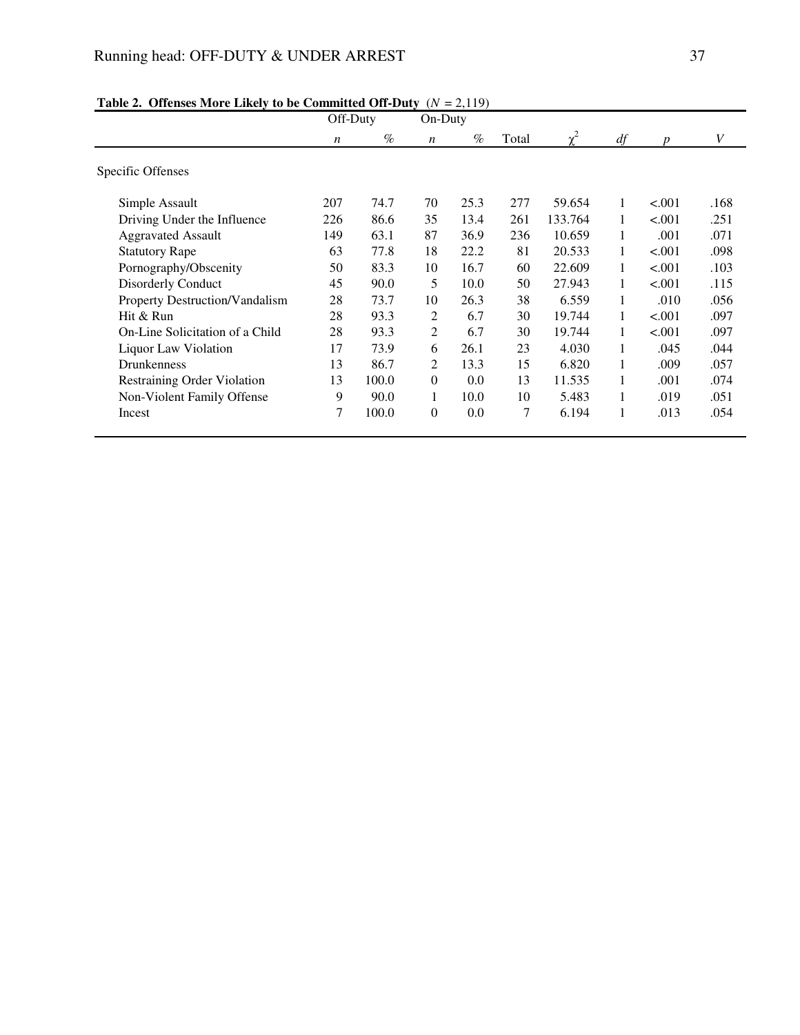**Table 2. Offenses More Likely to be Committed Off-Duty** ($N$ = 2,119)

| | Off-Duty | | On-Duty | | | | | | |
|---|---|---|---|---|---|---|---|---|---|
| | *n* | % | *n* | % | Total | $\chi^2$ | *df* | *p* | *V* |
| Specific Offenses | | | | | | | | | |
| Simple Assault | 207 | 74.7 | 70 | 25.3 | 277 | 59.654 | 1 | <.001 | .168 |
| Driving Under the Influence | 226 | 86.6 | 35 | 13.4 | 261 | 133.764 | 1 | <.001 | .251 |
| Aggravated Assault | 149 | 63.1 | 87 | 36.9 | 236 | 10.659 | 1 | .001 | .071 |
| Statutory Rape | 63 | 77.8 | 18 | 22.2 | 81 | 20.533 | 1 | <.001 | .098 |
| Pornography/Obscenity | 50 | 83.3 | 10 | 16.7 | 60 | 22.609 | 1 | <.001 | .103 |
| Disorderly Conduct | 45 | 90.0 | 5 | 10.0 | 50 | 27.943 | 1 | <.001 | .115 |
| Property Destruction/Vandalism | 28 | 73.7 | 10 | 26.3 | 38 | 6.559 | 1 | .010 | .056 |
| Hit & Run | 28 | 93.3 | 2 | 6.7 | 30 | 19.744 | 1 | <.001 | .097 |
| On-Line Solicitation of a Child | 28 | 93.3 | 2 | 6.7 | 30 | 19.744 | 1 | <.001 | .097 |
| Liquor Law Violation | 17 | 73.9 | 6 | 26.1 | 23 | 4.030 | 1 | .045 | .044 |
| Drunkenness | 13 | 86.7 | 2 | 13.3 | 15 | 6.820 | 1 | .009 | .057 |
| Restraining Order Violation | 13 | 100.0 | 0 | 0.0 | 13 | 11.535 | 1 | .001 | .074 |
| Non-Violent Family Offense | 9 | 90.0 | 1 | 10.0 | 10 | 5.483 | 1 | .019 | .051 |
| Incest | 7 | 100.0 | 0 | 0.0 | 7 | 6.194 | 1 | .013 | .054 |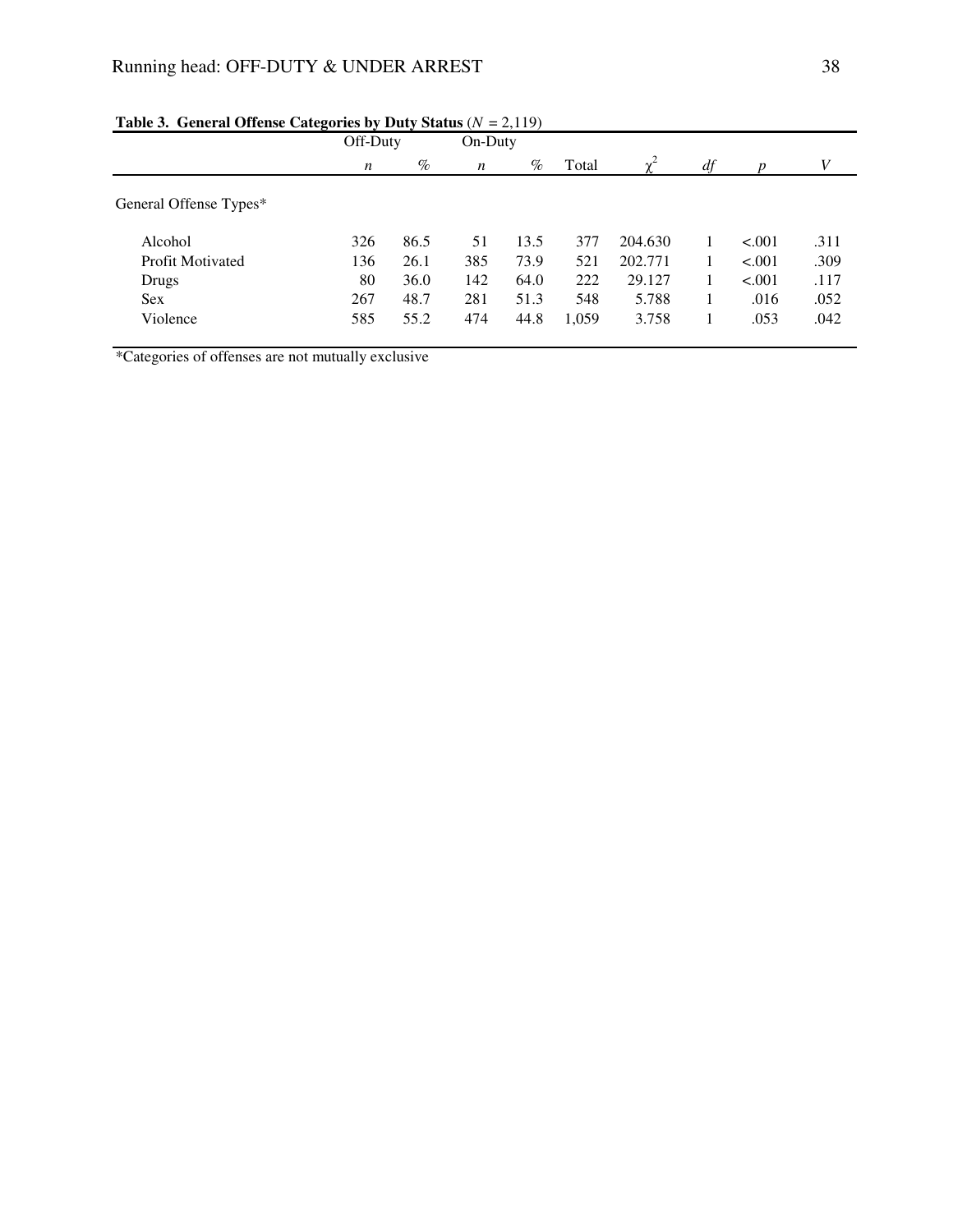**Table 3. General Offense Categories by Duty Status** ($N$ = 2,119)

| | Off-Duty | | On-Duty | | | | | | |
|---|---|---|---|---|---|---|---|---|---|
| | *n* | % | *n* | % | Total | $\chi^2$ | *df* | *p* | *V* |
| General Offense Types* | | | | | | | | | |
| Alcohol | 326 | 86.5 | 51 | 13.5 | 377 | 204.630 | 1 | <.001 | .311 |
| Profit Motivated | 136 | 26.1 | 385 | 73.9 | 521 | 202.771 | 1 | <.001 | .309 |
| Drugs | 80 | 36.0 | 142 | 64.0 | 222 | 29.127 | 1 | <.001 | .117 |
| Sex | 267 | 48.7 | 281 | 51.3 | 548 | 5.788 | 1 | .016 | .052 |
| Violence | 585 | 55.2 | 474 | 44.8 | 1,059 | 3.758 | 1 | .053 | .042 |

*Categories of offenses are not mutually exclusive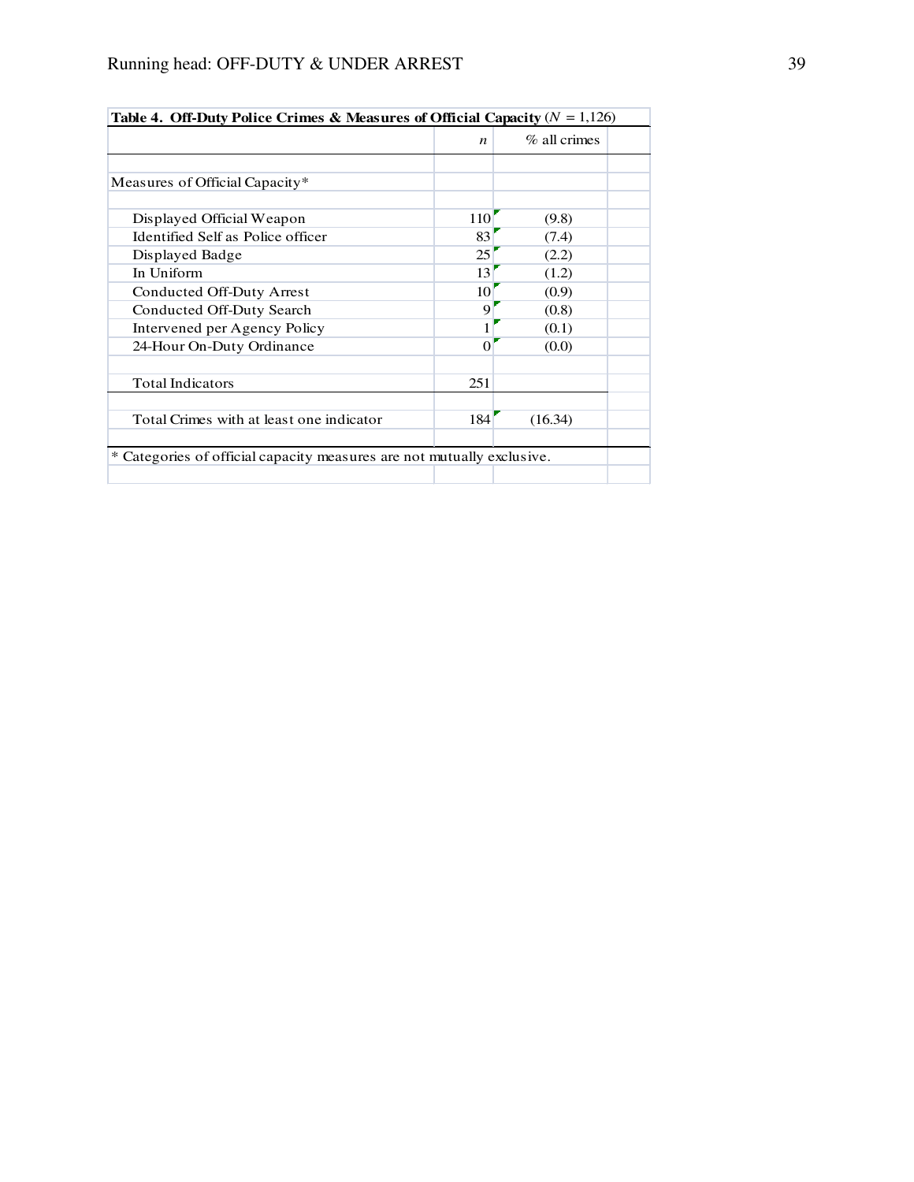**Table 4. Off-Duty Police Crimes & Measures of Official Capacity** ($N$ = 1,126)

| | $n$ | % all crimes |
|---|---|---|
| Measures of Official Capacity* | | |
| Displayed Official Weapon | 110 | (9.8) |
| Identified Self as Police officer | 83 | (7.4) |
| Displayed Badge | 25 | (2.2) |
| In Uniform | 13 | (1.2) |
| Conducted Off-Duty Arrest | 10 | (0.9) |
| Conducted Off-Duty Search | 9 | (0.8) |
| Intervened per Agency Policy | 1 | (0.1) |
| 24-Hour On-Duty Ordinance | 0 | (0.0) |
| Total Indicators | 251 | |
| Total Crimes with at least one indicator | 184 | (16.34) |

\* Categories of official capacity measures are not mutually exclusive.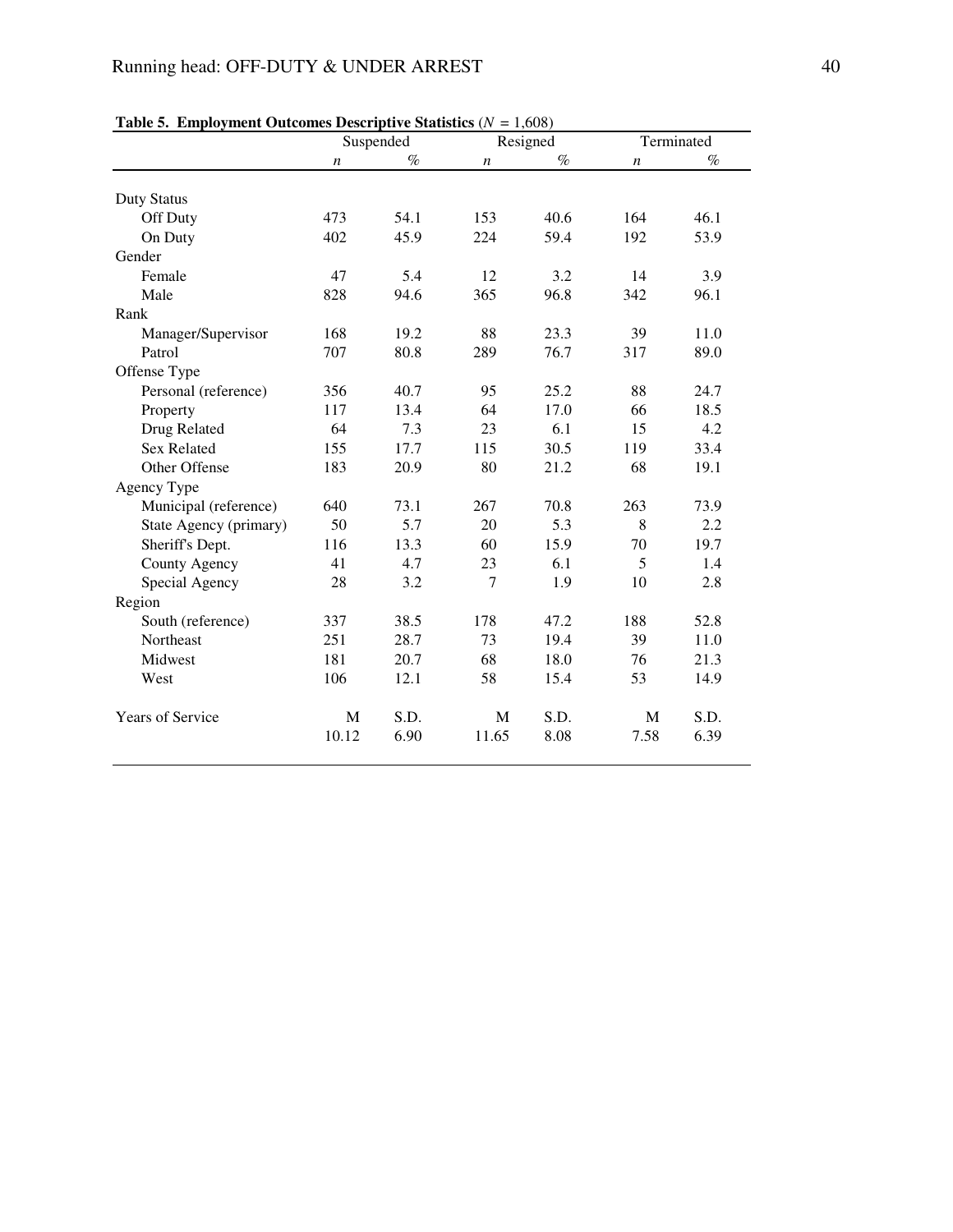**Table 5. Employment Outcomes Descriptive Statistics** ($N$ = 1,608)

| | Suspended | | Resigned | | Terminated | |
|---|---|---|---|---|---|---|
| | $n$ | % | $n$ | % | $n$ | % |
| Duty Status | | | | | | |
| Off Duty | 473 | 54.1 | 153 | 40.6 | 164 | 46.1 |
| On Duty | 402 | 45.9 | 224 | 59.4 | 192 | 53.9 |
| Gender | | | | | | |
| Female | 47 | 5.4 | 12 | 3.2 | 14 | 3.9 |
| Male | 828 | 94.6 | 365 | 96.8 | 342 | 96.1 |
| Rank | | | | | | |
| Manager/Supervisor | 168 | 19.2 | 88 | 23.3 | 39 | 11.0 |
| Patrol | 707 | 80.8 | 289 | 76.7 | 317 | 89.0 |
| Offense Type | | | | | | |
| Personal (reference) | 356 | 40.7 | 95 | 25.2 | 88 | 24.7 |
| Property | 117 | 13.4 | 64 | 17.0 | 66 | 18.5 |
| Drug Related | 64 | 7.3 | 23 | 6.1 | 15 | 4.2 |
| Sex Related | 155 | 17.7 | 115 | 30.5 | 119 | 33.4 |
| Other Offense | 183 | 20.9 | 80 | 21.2 | 68 | 19.1 |
| Agency Type | | | | | | |
| Municipal (reference) | 640 | 73.1 | 267 | 70.8 | 263 | 73.9 |
| State Agency (primary) | 50 | 5.7 | 20 | 5.3 | 8 | 2.2 |
| Sheriff's Dept. | 116 | 13.3 | 60 | 15.9 | 70 | 19.7 |
| County Agency | 41 | 4.7 | 23 | 6.1 | 5 | 1.4 |
| Special Agency | 28 | 3.2 | 7 | 1.9 | 10 | 2.8 |
| Region | | | | | | |
| South (reference) | 337 | 38.5 | 178 | 47.2 | 188 | 52.8 |
| Northeast | 251 | 28.7 | 73 | 19.4 | 39 | 11.0 |
| Midwest | 181 | 20.7 | 68 | 18.0 | 76 | 21.3 |
| West | 106 | 12.1 | 58 | 15.4 | 53 | 14.9 |
| Years of Service | M | S.D. | M | S.D. | M | S.D. |
| | 10.12 | 6.90 | 11.65 | 8.08 | 7.58 | 6.39 |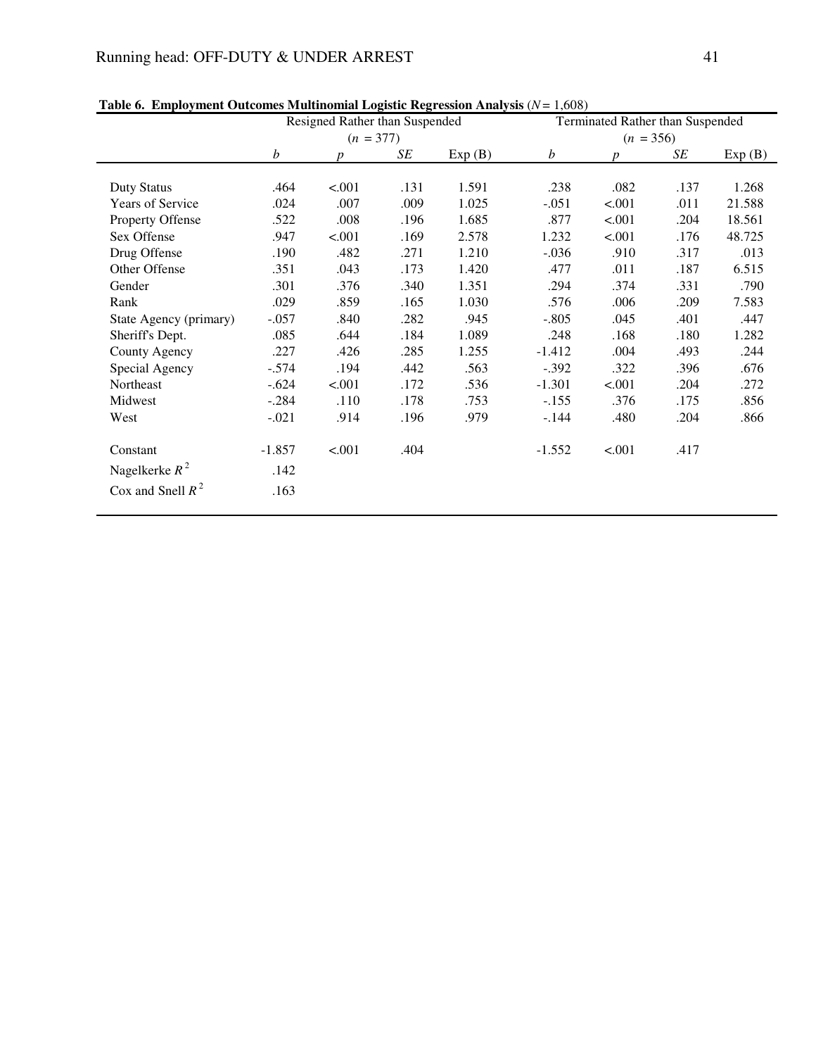**Table 6. Employment Outcomes Multinomial Logistic Regression Analysis** ($N$ = 1,608)

| | Resigned Rather than Suspended ($n$ = 377) | | | | Terminated Rather than Suspended ($n$ = 356) | | | |
|---|---|---|---|---|---|---|---|---|
| | $b$ | $p$ | $SE$ | Exp (B) | $b$ | $p$ | $SE$ | Exp (B) |
| Duty Status | .464 | <.001 | .131 | 1.591 | .238 | .082 | .137 | 1.268 |
| Years of Service | .024 | .007 | .009 | 1.025 | -.051 | <.001 | .011 | 21.588 |
| Property Offense | .522 | .008 | .196 | 1.685 | .877 | <.001 | .204 | 18.561 |
| Sex Offense | .947 | <.001 | .169 | 2.578 | 1.232 | <.001 | .176 | 48.725 |
| Drug Offense | .190 | .482 | .271 | 1.210 | -.036 | .910 | .317 | .013 |
| Other Offense | .351 | .043 | .173 | 1.420 | .477 | .011 | .187 | 6.515 |
| Gender | .301 | .376 | .340 | 1.351 | .294 | .374 | .331 | .790 |
| Rank | .029 | .859 | .165 | 1.030 | .576 | .006 | .209 | 7.583 |
| State Agency (primary) | -.057 | .840 | .282 | .945 | -.805 | .045 | .401 | .447 |
| Sheriff's Dept. | .085 | .644 | .184 | 1.089 | .248 | .168 | .180 | 1.282 |
| County Agency | .227 | .426 | .285 | 1.255 | -1.412 | .004 | .493 | .244 |
| Special Agency | -.574 | .194 | .442 | .563 | -.392 | .322 | .396 | .676 |
| Northeast | -.624 | <.001 | .172 | .536 | -1.301 | <.001 | .204 | .272 |
| Midwest | -.284 | .110 | .178 | .753 | -.155 | .376 | .175 | .856 |
| West | -.021 | .914 | .196 | .979 | -.144 | .480 | .204 | .866 |
| Constant | -1.857 | <.001 | .404 | | -1.552 | <.001 | .417 | |
| Nagelkerke $R^2$ | .142 | | | | | | | |
| Cox and Snell $R^2$ | .163 | | | | | | | |